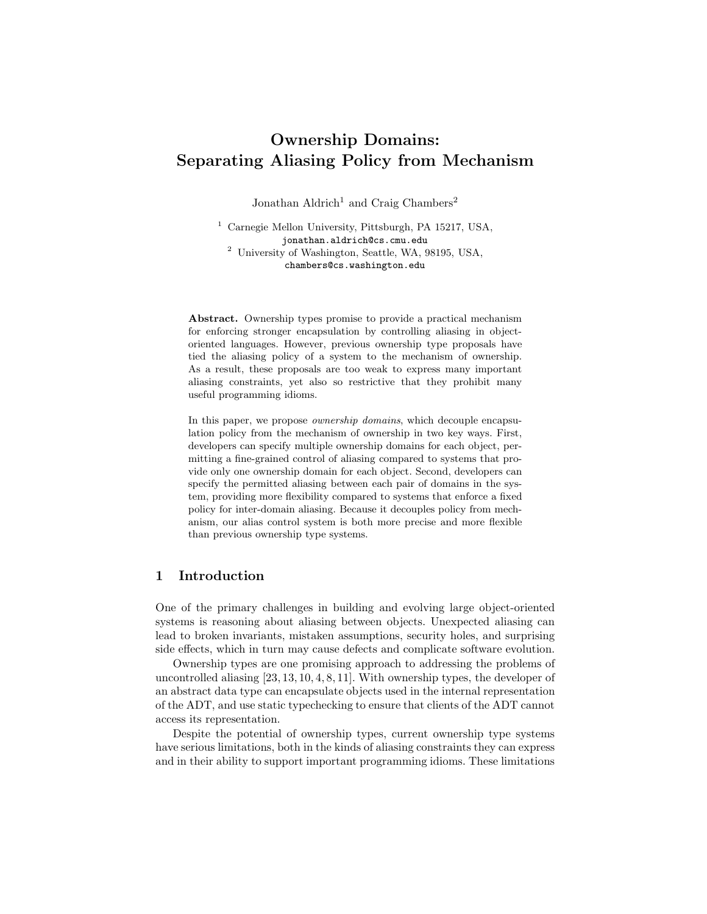# Ownership Domains: Separating Aliasing Policy from Mechanism

Jonathan Aldrich[1] and Craig Chambers[2]

[1] Carnegie Mellon University, Pittsburgh, PA 15217, USA,
jonathan.aldrich@cs.cmu.edu

[2] University of Washington, Seattle, WA, 98195, USA,
chambers@cs.washington.edu

**Abstract.** Ownership types promise to provide a practical mechanism for enforcing stronger encapsulation by controlling aliasing in object-oriented languages. However, previous ownership type proposals have tied the aliasing policy of a system to the mechanism of ownership. As a result, these proposals are too weak to express many important aliasing constraints, yet also so restrictive that they prohibit many useful programming idioms.

In this paper, we propose *ownership domains*, which decouple encapsulation policy from the mechanism of ownership in two key ways. First, developers can specify multiple ownership domains for each object, permitting a fine-grained control of aliasing compared to systems that provide only one ownership domain for each object. Second, developers can specify the permitted aliasing between each pair of domains in the system, providing more flexibility compared to systems that enforce a fixed policy for inter-domain aliasing. Because it decouples policy from mechanism, our alias control system is both more precise and more flexible than previous ownership type systems.

## 1 Introduction

One of the primary challenges in building and evolving large object-oriented systems is reasoning about aliasing between objects. Unexpected aliasing can lead to broken invariants, mistaken assumptions, security holes, and surprising side effects, which in turn may cause defects and complicate software evolution.

Ownership types are one promising approach to addressing the problems of uncontrolled aliasing [23, 13, 10, 4, 8, 11]. With ownership types, the developer of an abstract data type can encapsulate objects used in the internal representation of the ADT, and use static typechecking to ensure that clients of the ADT cannot access its representation.

Despite the potential of ownership types, current ownership type systems have serious limitations, both in the kinds of aliasing constraints they can express and in their ability to support important programming idioms. These limitations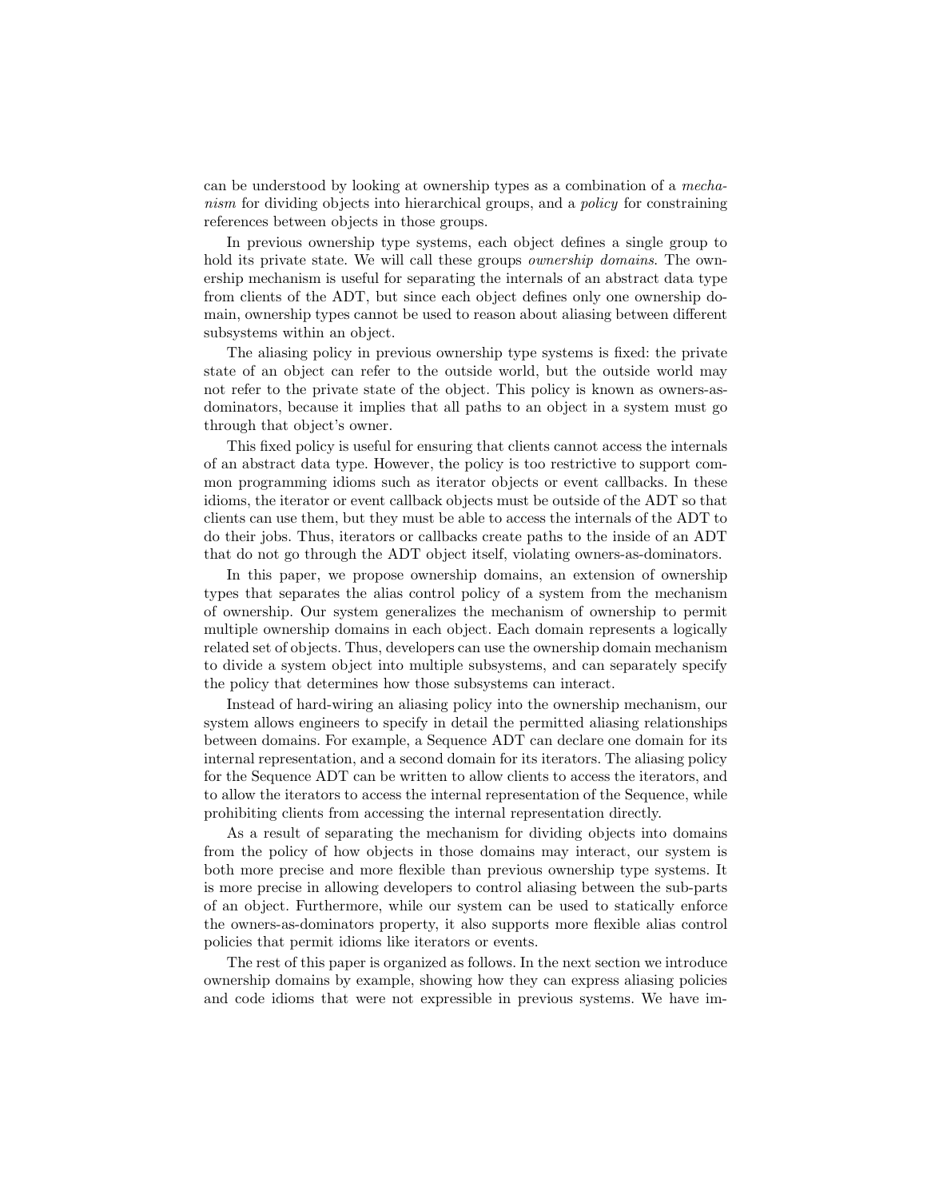can be understood by looking at ownership types as a combination of a *mechanism* for dividing objects into hierarchical groups, and a *policy* for constraining references between objects in those groups.

In previous ownership type systems, each object defines a single group to hold its private state. We will call these groups *ownership domains*. The ownership mechanism is useful for separating the internals of an abstract data type from clients of the ADT, but since each object defines only one ownership domain, ownership types cannot be used to reason about aliasing between different subsystems within an object.

The aliasing policy in previous ownership type systems is fixed: the private state of an object can refer to the outside world, but the outside world may not refer to the private state of the object. This policy is known as owners-as-dominators, because it implies that all paths to an object in a system must go through that object's owner.

This fixed policy is useful for ensuring that clients cannot access the internals of an abstract data type. However, the policy is too restrictive to support common programming idioms such as iterator objects or event callbacks. In these idioms, the iterator or event callback objects must be outside of the ADT so that clients can use them, but they must be able to access the internals of the ADT to do their jobs. Thus, iterators or callbacks create paths to the inside of an ADT that do not go through the ADT object itself, violating owners-as-dominators.

In this paper, we propose ownership domains, an extension of ownership types that separates the alias control policy of a system from the mechanism of ownership. Our system generalizes the mechanism of ownership to permit multiple ownership domains in each object. Each domain represents a logically related set of objects. Thus, developers can use the ownership domain mechanism to divide a system object into multiple subsystems, and can separately specify the policy that determines how those subsystems can interact.

Instead of hard-wiring an aliasing policy into the ownership mechanism, our system allows engineers to specify in detail the permitted aliasing relationships between domains. For example, a Sequence ADT can declare one domain for its internal representation, and a second domain for its iterators. The aliasing policy for the Sequence ADT can be written to allow clients to access the iterators, and to allow the iterators to access the internal representation of the Sequence, while prohibiting clients from accessing the internal representation directly.

As a result of separating the mechanism for dividing objects into domains from the policy of how objects in those domains may interact, our system is both more precise and more flexible than previous ownership type systems. It is more precise in allowing developers to control aliasing between the sub-parts of an object. Furthermore, while our system can be used to statically enforce the owners-as-dominators property, it also supports more flexible alias control policies that permit idioms like iterators or events.

The rest of this paper is organized as follows. In the next section we introduce ownership domains by example, showing how they can express aliasing policies and code idioms that were not expressible in previous systems. We have im-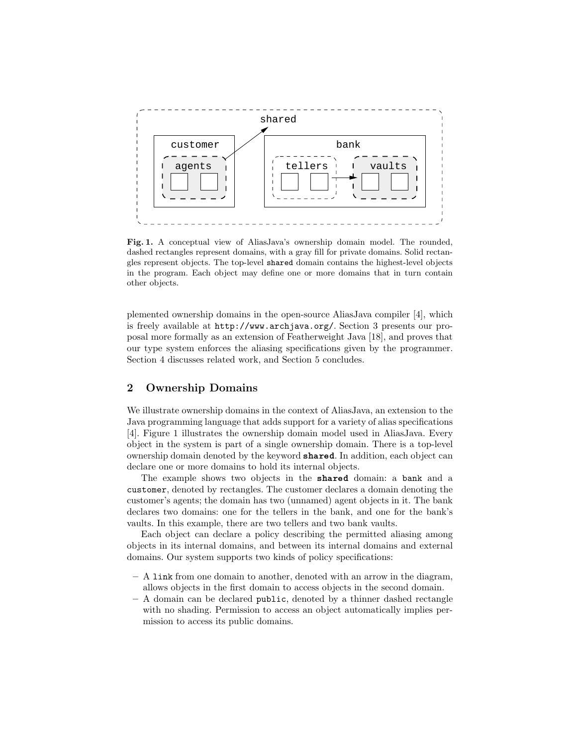**Fig. 1.** A conceptual view of AliasJava's ownership domain model. The rounded, dashed rectangles represent domains, with a gray fill for private domains. Solid rectangles represent objects. The top-level `shared` domain contains the highest-level objects in the program. Each object may define one or more domains that in turn contain other objects.

plemented ownership domains in the open-source AliasJava compiler [4], which is freely available at `http://www.archjava.org/`. Section 3 presents our proposal more formally as an extension of Featherweight Java [18], and proves that our type system enforces the aliasing specifications given by the programmer. Section 4 discusses related work, and Section 5 concludes.

## 2 Ownership Domains

We illustrate ownership domains in the context of AliasJava, an extension to the Java programming language that adds support for a variety of alias specifications [4]. Figure 1 illustrates the ownership domain model used in AliasJava. Every object in the system is part of a single ownership domain. There is a top-level ownership domain denoted by the keyword **`shared`**. In addition, each object can declare one or more domains to hold its internal objects.

The example shows two objects in the **`shared`** domain: a `bank` and a `customer`, denoted by rectangles. The customer declares a domain denoting the customer's agents; the domain has two (unnamed) agent objects in it. The bank declares two domains: one for the tellers in the bank, and one for the bank's vaults. In this example, there are two tellers and two bank vaults.

Each object can declare a policy describing the permitted aliasing among objects in its internal domains, and between its internal domains and external domains. Our system supports two kinds of policy specifications:

- A `link` from one domain to another, denoted with an arrow in the diagram, allows objects in the first domain to access objects in the second domain.
- A domain can be declared `public`, denoted by a thinner dashed rectangle with no shading. Permission to access an object automatically implies permission to access its public domains.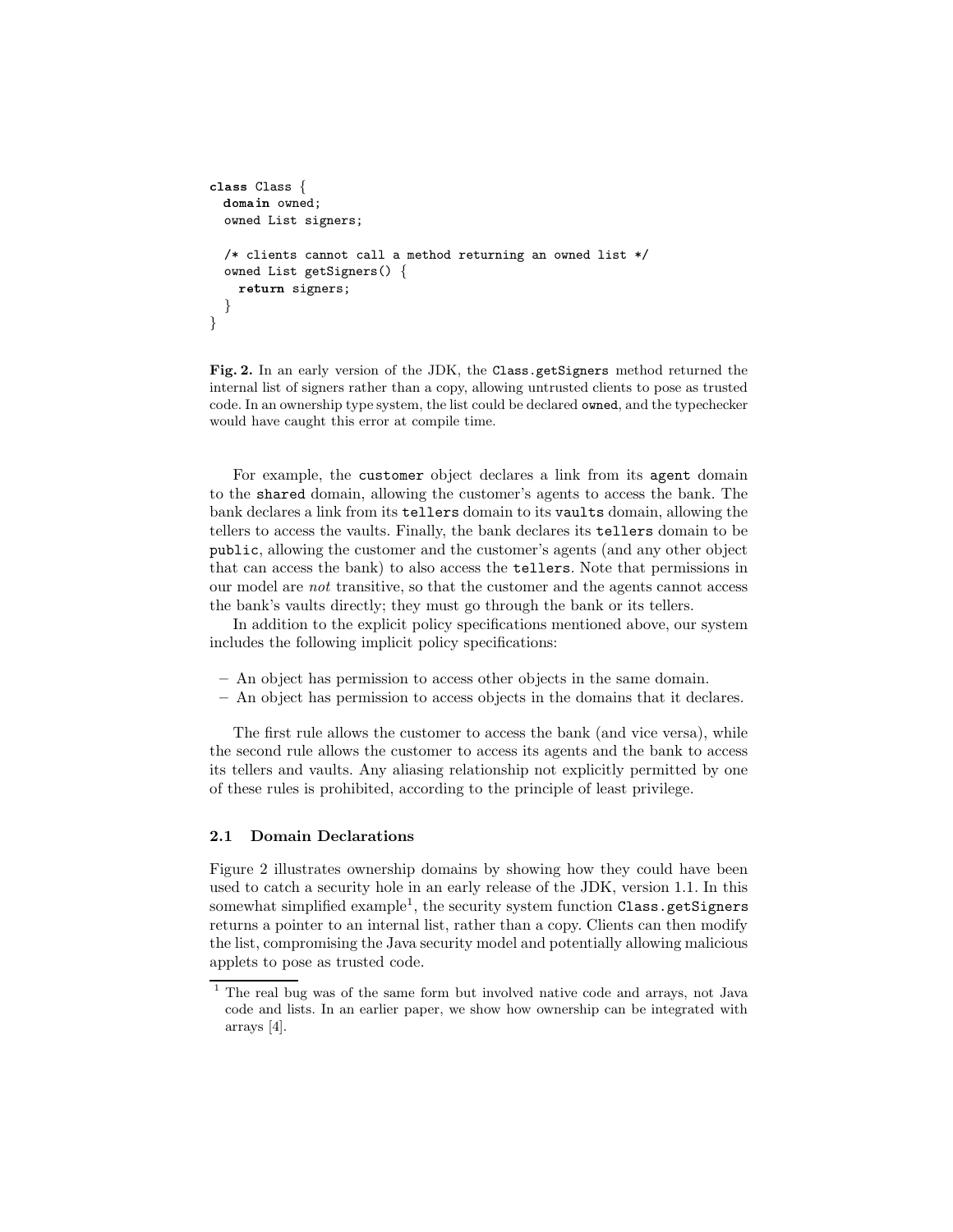```
class Class {
  domain owned;
  owned List signers;

  /* clients cannot call a method returning an owned list */
  owned List getSigners() {
    return signers;
  }
}
```

**Fig. 2.** In an early version of the JDK, the `Class.getSigners` method returned the internal list of signers rather than a copy, allowing untrusted clients to pose as trusted code. In an ownership type system, the list could be declared `owned`, and the typechecker would have caught this error at compile time.

For example, the `customer` object declares a link from its `agent` domain to the `shared` domain, allowing the customer's agents to access the bank. The bank declares a link from its `tellers` domain to its `vaults` domain, allowing the tellers to access the vaults. Finally, the bank declares its `tellers` domain to be `public`, allowing the customer and the customer's agents (and any other object that can access the bank) to also access the `tellers`. Note that permissions in our model are *not* transitive, so that the customer and the agents cannot access the bank's vaults directly; they must go through the bank or its tellers.

In addition to the explicit policy specifications mentioned above, our system includes the following implicit policy specifications:

- An object has permission to access other objects in the same domain.
- An object has permission to access objects in the domains that it declares.

The first rule allows the customer to access the bank (and vice versa), while the second rule allows the customer to access its agents and the bank to access its tellers and vaults. Any aliasing relationship not explicitly permitted by one of these rules is prohibited, according to the principle of least privilege.

### 2.1 Domain Declarations

Figure 2 illustrates ownership domains by showing how they could have been used to catch a security hole in an early release of the JDK, version 1.1. In this somewhat simplified example[1], the security system function `Class.getSigners` returns a pointer to an internal list, rather than a copy. Clients can then modify the list, compromising the Java security model and potentially allowing malicious applets to pose as trusted code.

[1] The real bug was of the same form but involved native code and arrays, not Java code and lists. In an earlier paper, we show how ownership can be integrated with arrays [4].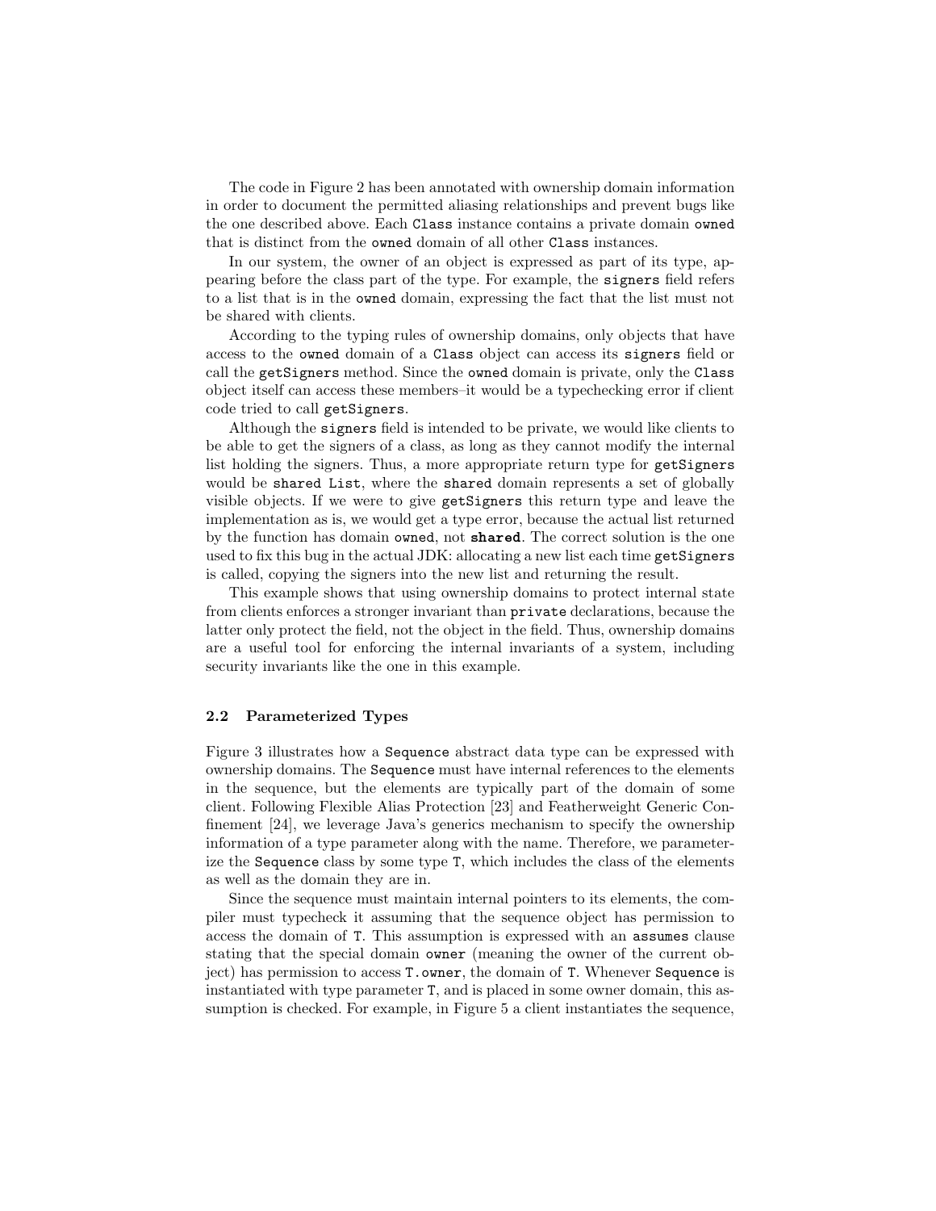The code in Figure 2 has been annotated with ownership domain information in order to document the permitted aliasing relationships and prevent bugs like the one described above. Each `Class` instance contains a private domain `owned` that is distinct from the `owned` domain of all other `Class` instances.

In our system, the owner of an object is expressed as part of its type, appearing before the class part of the type. For example, the `signers` field refers to a list that is in the `owned` domain, expressing the fact that the list must not be shared with clients.

According to the typing rules of ownership domains, only objects that have access to the `owned` domain of a `Class` object can access its `signers` field or call the `getSigners` method. Since the `owned` domain is private, only the `Class` object itself can access these members–it would be a typechecking error if client code tried to call `getSigners`.

Although the `signers` field is intended to be private, we would like clients to be able to get the signers of a class, as long as they cannot modify the internal list holding the signers. Thus, a more appropriate return type for `getSigners` would be `shared List`, where the `shared` domain represents a set of globally visible objects. If we were to give `getSigners` this return type and leave the implementation as is, we would get a type error, because the actual list returned by the function has domain `owned`, not **`shared`**. The correct solution is the one used to fix this bug in the actual JDK: allocating a new list each time `getSigners` is called, copying the signers into the new list and returning the result.

This example shows that using ownership domains to protect internal state from clients enforces a stronger invariant than `private` declarations, because the latter only protect the field, not the object in the field. Thus, ownership domains are a useful tool for enforcing the internal invariants of a system, including security invariants like the one in this example.

### 2.2 Parameterized Types

Figure 3 illustrates how a `Sequence` abstract data type can be expressed with ownership domains. The `Sequence` must have internal references to the elements in the sequence, but the elements are typically part of the domain of some client. Following Flexible Alias Protection [23] and Featherweight Generic Confinement [24], we leverage Java's generics mechanism to specify the ownership information of a type parameter along with the name. Therefore, we parameterize the `Sequence` class by some type `T`, which includes the class of the elements as well as the domain they are in.

Since the sequence must maintain internal pointers to its elements, the compiler must typecheck it assuming that the sequence object has permission to access the domain of `T`. This assumption is expressed with an `assumes` clause stating that the special domain `owner` (meaning the owner of the current object) has permission to access `T.owner`, the domain of `T`. Whenever `Sequence` is instantiated with type parameter `T`, and is placed in some owner domain, this assumption is checked. For example, in Figure 5 a client instantiates the sequence,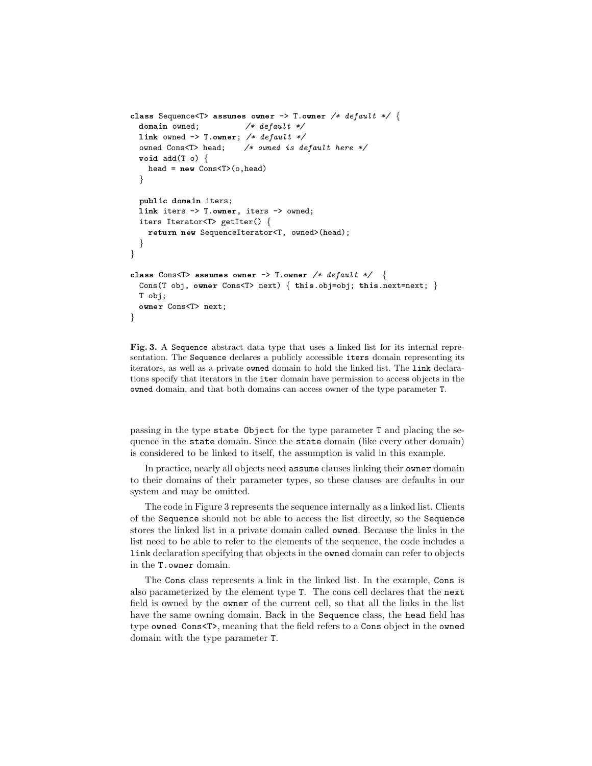```
class Sequence<T> assumes owner -> T.owner /* default */ {
  domain owned;          /* default */
  link owned -> T.owner; /* default */
  owned Cons<T> head;    /* owned is default here */
  void add(T o) {
    head = new Cons<T>(o,head)
  }

  public domain iters;
  link iters -> T.owner, iters -> owned;
  iters Iterator<T> getIter() {
    return new SequenceIterator<T, owned>(head);
  }
}

class Cons<T> assumes owner -> T.owner /* default */  {
  Cons(T obj, owner Cons<T> next) { this.obj=obj; this.next=next; }
  T obj;
  owner Cons<T> next;
}
```

**Fig. 3.** A `Sequence` abstract data type that uses a linked list for its internal representation. The `Sequence` declares a publicly accessible `iters` domain representing its iterators, as well as a private `owned` domain to hold the linked list. The `link` declarations specify that iterators in the `iter` domain have permission to access objects in the `owned` domain, and that both domains can access owner of the type parameter `T`.

passing in the type `state Object` for the type parameter `T` and placing the sequence in the `state` domain. Since the `state` domain (like every other domain) is considered to be linked to itself, the assumption is valid in this example.

In practice, nearly all objects need `assume` clauses linking their `owner` domain to their domains of their parameter types, so these clauses are defaults in our system and may be omitted.

The code in Figure 3 represents the sequence internally as a linked list. Clients of the `Sequence` should not be able to access the list directly, so the `Sequence` stores the linked list in a private domain called `owned`. Because the links in the list need to be able to refer to the elements of the sequence, the code includes a `link` declaration specifying that objects in the `owned` domain can refer to objects in the `T.owner` domain.

The `Cons` class represents a link in the linked list. In the example, `Cons` is also parameterized by the element type `T`. The cons cell declares that the `next` field is owned by the `owner` of the current cell, so that all the links in the list have the same owning domain. Back in the `Sequence` class, the `head` field has type `owned Cons<T>`, meaning that the field refers to a `Cons` object in the `owned` domain with the type parameter `T`.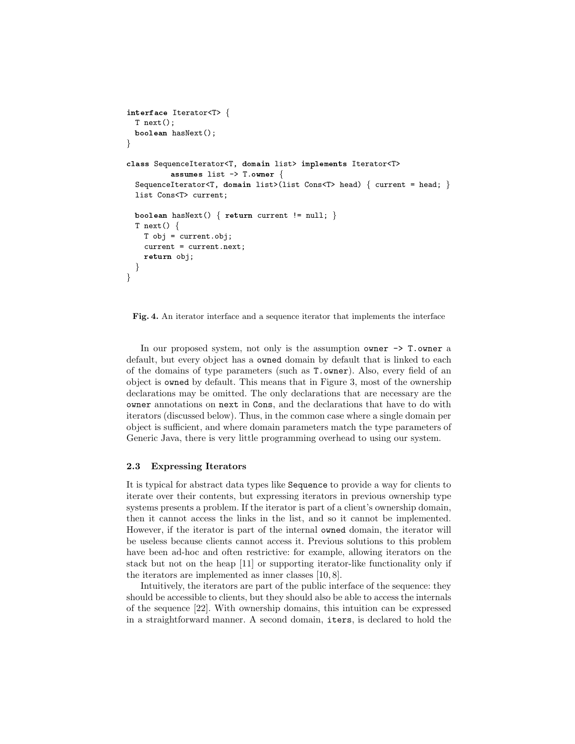```
interface Iterator<T> {
  T next();
  boolean hasNext();
}

class SequenceIterator<T, domain list> implements Iterator<T>
          assumes list -> T.owner {
  SequenceIterator<T, domain list>(list Cons<T> head) { current = head; }
  list Cons<T> current;

  boolean hasNext() { return current != null; }
  T next() {
    T obj = current.obj;
    current = current.next;
    return obj;
  }
}
```

**Fig. 4.** An iterator interface and a sequence iterator that implements the interface

In our proposed system, not only is the assumption `owner -> T.owner` a default, but every object has a `owned` domain by default that is linked to each of the domains of type parameters (such as `T.owner`). Also, every field of an object is `owned` by default. This means that in Figure 3, most of the ownership declarations may be omitted. The only declarations that are necessary are the `owner` annotations on `next` in `Cons`, and the declarations that have to do with iterators (discussed below). Thus, in the common case where a single domain per object is sufficient, and where domain parameters match the type parameters of Generic Java, there is very little programming overhead to using our system.

### 2.3 Expressing Iterators

It is typical for abstract data types like `Sequence` to provide a way for clients to iterate over their contents, but expressing iterators in previous ownership type systems presents a problem. If the iterator is part of a client's ownership domain, then it cannot access the links in the list, and so it cannot be implemented. However, if the iterator is part of the internal `owned` domain, the iterator will be useless because clients cannot access it. Previous solutions to this problem have been ad-hoc and often restrictive: for example, allowing iterators on the stack but not on the heap [11] or supporting iterator-like functionality only if the iterators are implemented as inner classes [10, 8].

Intuitively, the iterators are part of the public interface of the sequence: they should be accessible to clients, but they should also be able to access the internals of the sequence [22]. With ownership domains, this intuition can be expressed in a straightforward manner. A second domain, `iters`, is declared to hold the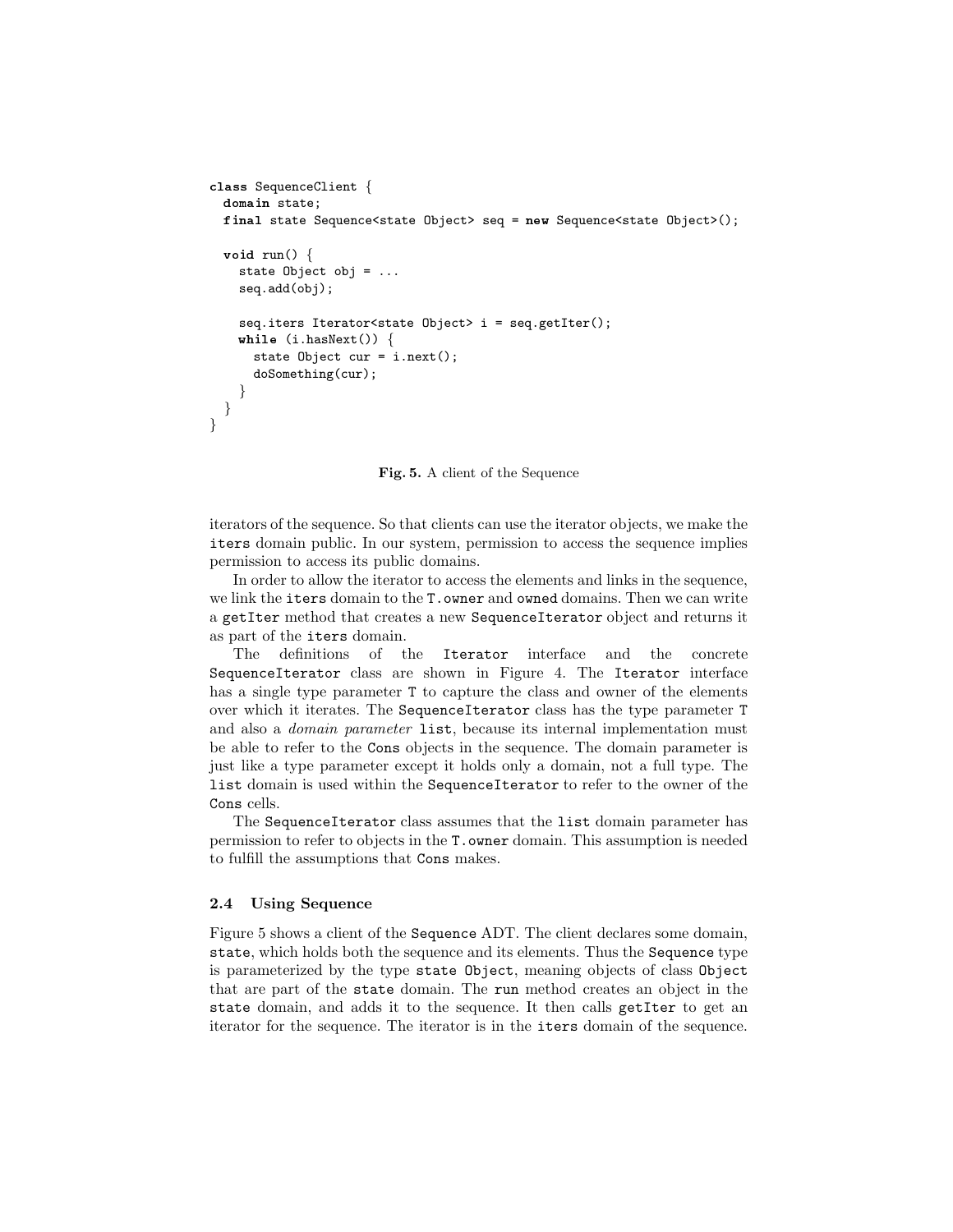```
class SequenceClient {
  domain state;
  final state Sequence<state Object> seq = new Sequence<state Object>();

  void run() {
    state Object obj = ...
    seq.add(obj);

    seq.iters Iterator<state Object> i = seq.getIter();
    while (i.hasNext()) {
      state Object cur = i.next();
      doSomething(cur);
    }
  }
}
```

**Fig. 5.** A client of the Sequence

iterators of the sequence. So that clients can use the iterator objects, we make the `iters` domain public. In our system, permission to access the sequence implies permission to access its public domains.

In order to allow the iterator to access the elements and links in the sequence, we link the `iters` domain to the `T.owner` and `owned` domains. Then we can write a `getIter` method that creates a new `SequenceIterator` object and returns it as part of the `iters` domain.

The definitions of the `Iterator` interface and the concrete `SequenceIterator` class are shown in Figure 4. The `Iterator` interface has a single type parameter `T` to capture the class and owner of the elements over which it iterates. The `SequenceIterator` class has the type parameter `T` and also a *domain parameter* `list`, because its internal implementation must be able to refer to the `Cons` objects in the sequence. The domain parameter is just like a type parameter except it holds only a domain, not a full type. The `list` domain is used within the `SequenceIterator` to refer to the owner of the `Cons` cells.

The `SequenceIterator` class assumes that the `list` domain parameter has permission to refer to objects in the `T.owner` domain. This assumption is needed to fulfill the assumptions that `Cons` makes.

### 2.4 Using Sequence

Figure 5 shows a client of the `Sequence` ADT. The client declares some domain, `state`, which holds both the sequence and its elements. Thus the `Sequence` type is parameterized by the type `state Object`, meaning objects of class `Object` that are part of the `state` domain. The `run` method creates an object in the `state` domain, and adds it to the sequence. It then calls `getIter` to get an iterator for the sequence. The iterator is in the `iters` domain of the sequence.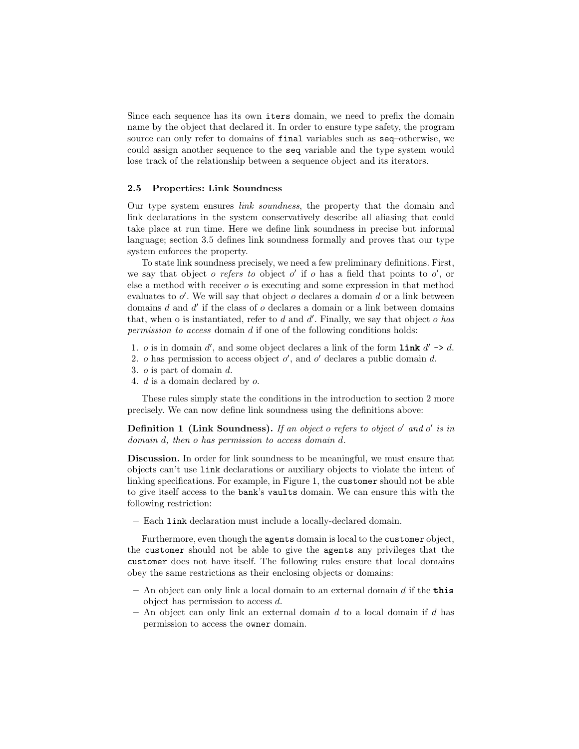Since each sequence has its own `iters` domain, we need to prefix the domain name by the object that declared it. In order to ensure type safety, the program source can only refer to domains of `final` variables such as `seq`–otherwise, we could assign another sequence to the `seq` variable and the type system would lose track of the relationship between a sequence object and its iterators.

### 2.5 Properties: Link Soundness

Our type system ensures *link soundness*, the property that the domain and link declarations in the system conservatively describe all aliasing that could take place at run time. Here we define link soundness in precise but informal language; section 3.5 defines link soundness formally and proves that our type system enforces the property.

To state link soundness precisely, we need a few preliminary definitions. First, we say that object $o$ *refers to* object $o'$ if $o$ has a field that points to $o'$, or else a method with receiver $o$ is executing and some expression in that method evaluates to $o'$. We will say that object $o$ declares a domain $d$ or a link between domains $d$ and $d'$ if the class of $o$ declares a domain or a link between domains that, when o is instantiated, refer to $d$ and $d'$. Finally, we say that object $o$ *has permission to access* domain $d$ if one of the following conditions holds:

1. $o$ is in domain $d'$, and some object declares a link of the form **`link`** $d'$ `->` $d$.
2. $o$ has permission to access object $o'$, and $o'$ declares a public domain $d$.
3. $o$ is part of domain $d$.
4. $d$ is a domain declared by $o$.

These rules simply state the conditions in the introduction to section 2 more precisely. We can now define link soundness using the definitions above:

**Definition 1 (Link Soundness).** *If an object $o$ refers to object $o'$ and $o'$ is in domain $d$, then $o$ has permission to access domain $d$.*

**Discussion.** In order for link soundness to be meaningful, we must ensure that objects can't use `link` declarations or auxiliary objects to violate the intent of linking specifications. For example, in Figure 1, the `customer` should not be able to give itself access to the `bank`'s `vaults` domain. We can ensure this with the following restriction:

- Each `link` declaration must include a locally-declared domain.

Furthermore, even though the `agents` domain is local to the `customer` object, the `customer` should not be able to give the `agents` any privileges that the `customer` does not have itself. The following rules ensure that local domains obey the same restrictions as their enclosing objects or domains:

- An object can only link a local domain to an external domain $d$ if the **`this`** object has permission to access $d$.
- An object can only link an external domain $d$ to a local domain if $d$ has permission to access the `owner` domain.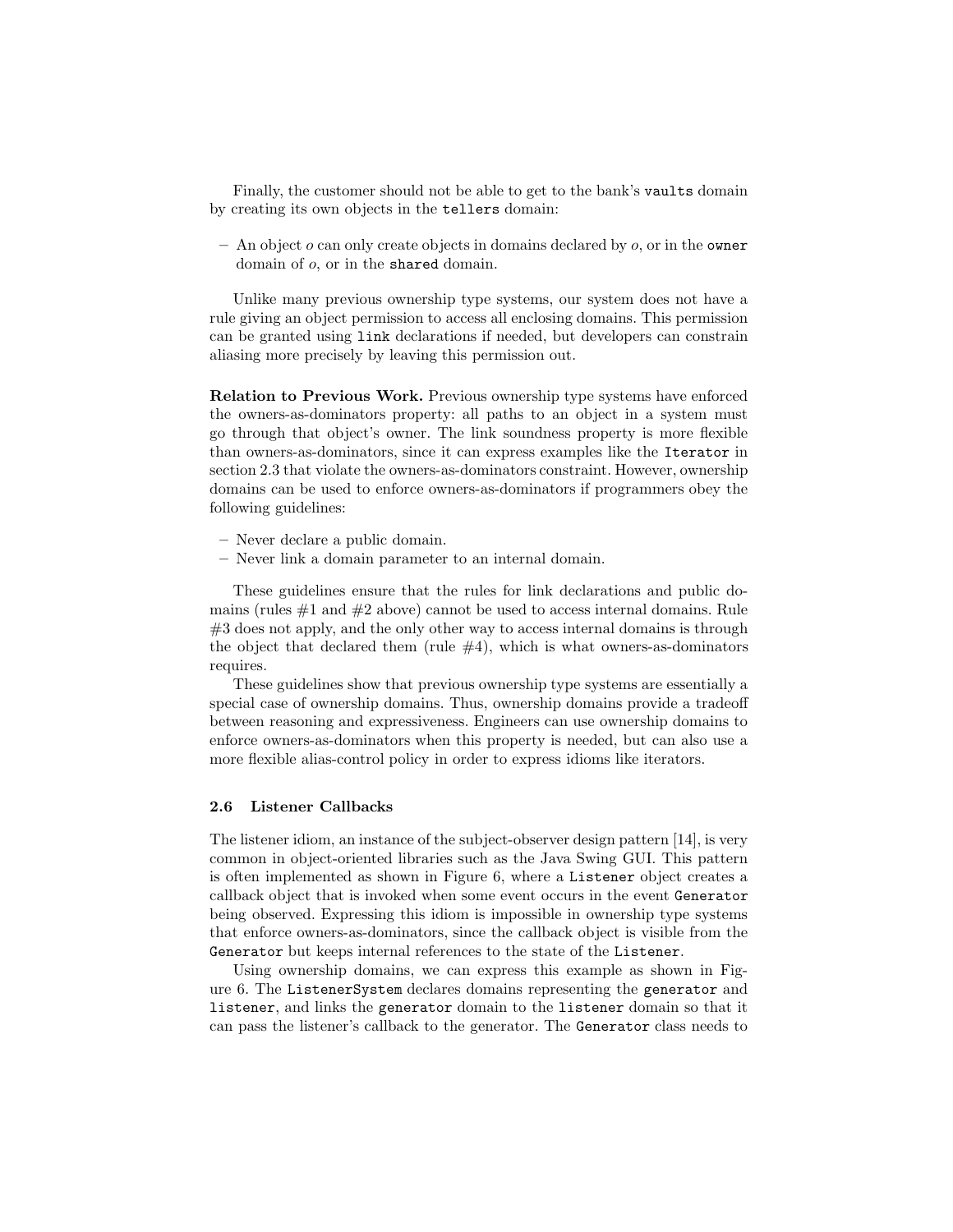Finally, the customer should not be able to get to the bank's `vaults` domain by creating its own objects in the `tellers` domain:

– An object $o$ can only create objects in domains declared by $o$, or in the `owner` domain of $o$, or in the `shared` domain.

Unlike many previous ownership type systems, our system does not have a rule giving an object permission to access all enclosing domains. This permission can be granted using `link` declarations if needed, but developers can constrain aliasing more precisely by leaving this permission out.

**Relation to Previous Work.** Previous ownership type systems have enforced the owners-as-dominators property: all paths to an object in a system must go through that object's owner. The link soundness property is more flexible than owners-as-dominators, since it can express examples like the `Iterator` in section 2.3 that violate the owners-as-dominators constraint. However, ownership domains can be used to enforce owners-as-dominators if programmers obey the following guidelines:

– Never declare a public domain.
– Never link a domain parameter to an internal domain.

These guidelines ensure that the rules for link declarations and public domains (rules #1 and #2 above) cannot be used to access internal domains. Rule #3 does not apply, and the only other way to access internal domains is through the object that declared them (rule #4), which is what owners-as-dominators requires.

These guidelines show that previous ownership type systems are essentially a special case of ownership domains. Thus, ownership domains provide a tradeoff between reasoning and expressiveness. Engineers can use ownership domains to enforce owners-as-dominators when this property is needed, but can also use a more flexible alias-control policy in order to express idioms like iterators.

### 2.6 Listener Callbacks

The listener idiom, an instance of the subject-observer design pattern [14], is very common in object-oriented libraries such as the Java Swing GUI. This pattern is often implemented as shown in Figure 6, where a `Listener` object creates a callback object that is invoked when some event occurs in the event `Generator` being observed. Expressing this idiom is impossible in ownership type systems that enforce owners-as-dominators, since the callback object is visible from the `Generator` but keeps internal references to the state of the `Listener`.

Using ownership domains, we can express this example as shown in Figure 6. The `ListenerSystem` declares domains representing the `generator` and `listener`, and links the `generator` domain to the `listener` domain so that it can pass the listener's callback to the generator. The `Generator` class needs to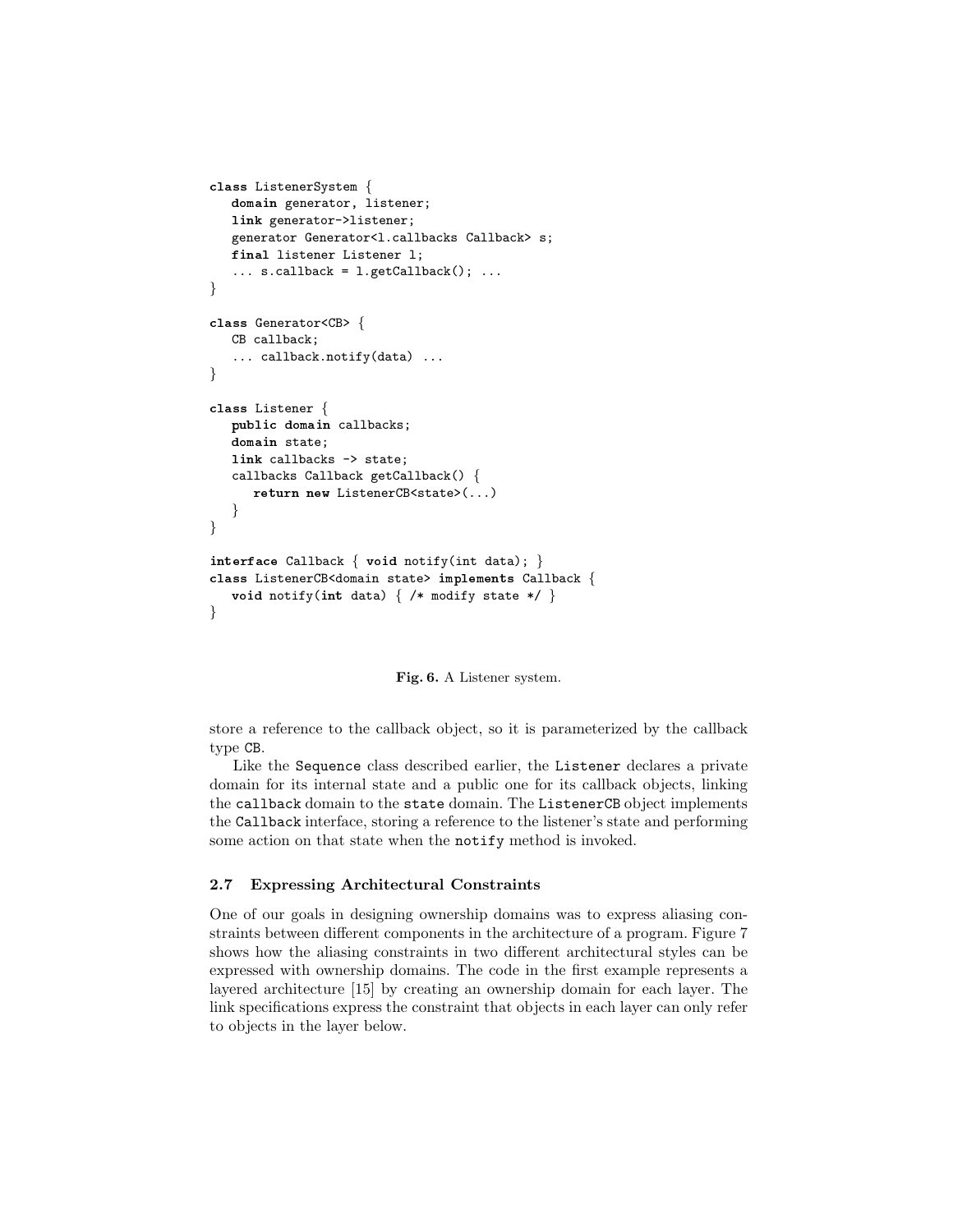```
class ListenerSystem {
   domain generator, listener;
   link generator->listener;
   generator Generator<l.callbacks Callback> s;
   final listener Listener l;
   ... s.callback = l.getCallback(); ...
}

class Generator<CB> {
   CB callback;
   ... callback.notify(data) ...
}

class Listener {
   public domain callbacks;
   domain state;
   link callbacks -> state;
   callbacks Callback getCallback() {
      return new ListenerCB<state>(...)
   }
}

interface Callback { void notify(int data); }
class ListenerCB<domain state> implements Callback {
   void notify(int data) { /* modify state */ }
}
```

**Fig. 6.** A Listener system.

store a reference to the callback object, so it is parameterized by the callback type `CB`.

Like the `Sequence` class described earlier, the `Listener` declares a private domain for its internal state and a public one for its callback objects, linking the `callback` domain to the `state` domain. The `ListenerCB` object implements the `Callback` interface, storing a reference to the listener's state and performing some action on that state when the `notify` method is invoked.

### 2.7 Expressing Architectural Constraints

One of our goals in designing ownership domains was to express aliasing constraints between different components in the architecture of a program. Figure 7 shows how the aliasing constraints in two different architectural styles can be expressed with ownership domains. The code in the first example represents a layered architecture [15] by creating an ownership domain for each layer. The link specifications express the constraint that objects in each layer can only refer to objects in the layer below.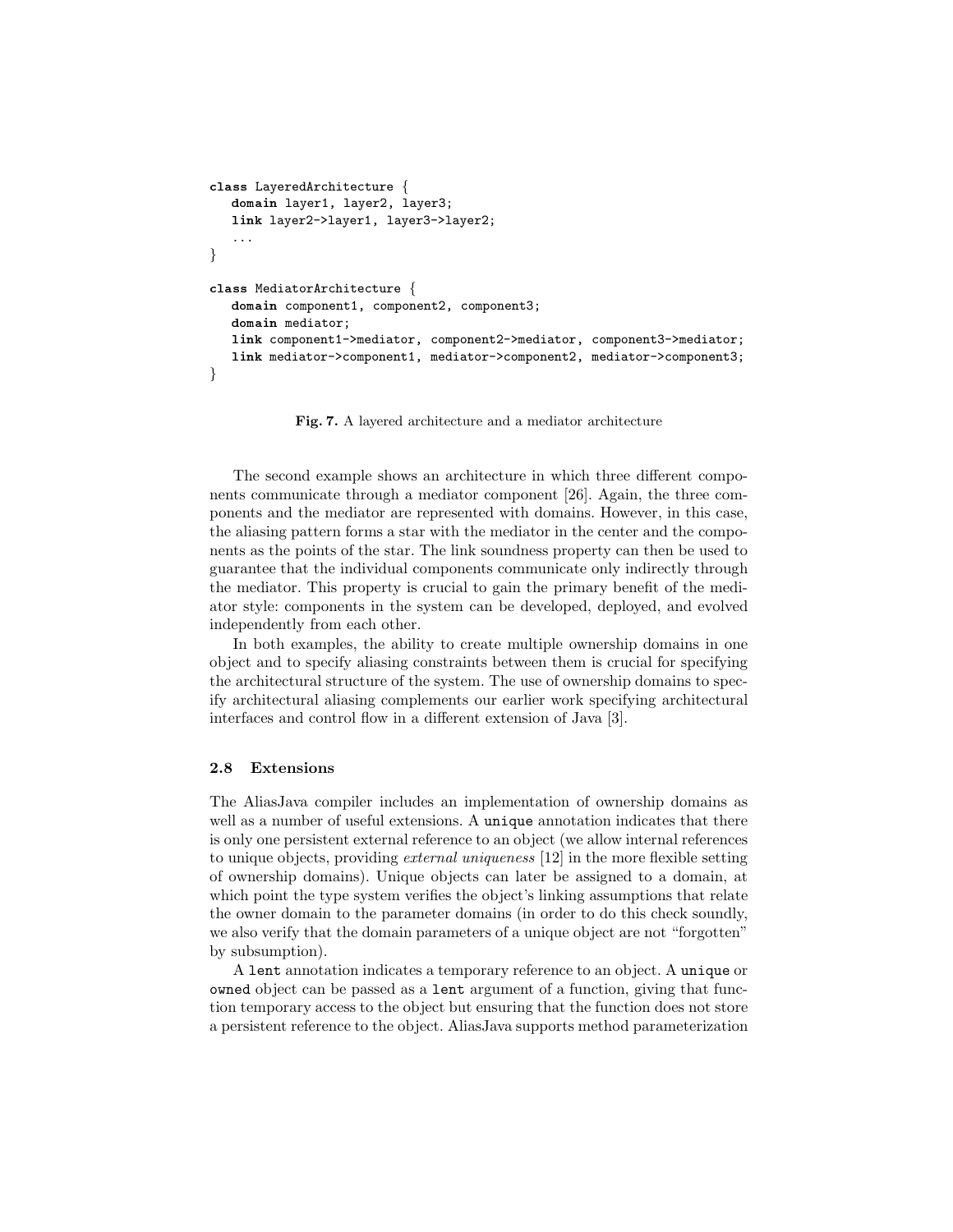```
class LayeredArchitecture {
   domain layer1, layer2, layer3;
   link layer2->layer1, layer3->layer2;
   ...
}

class MediatorArchitecture {
   domain component1, component2, component3;
   domain mediator;
   link component1->mediator, component2->mediator, component3->mediator;
   link mediator->component1, mediator->component2, mediator->component3;
}
```

**Fig. 7.** A layered architecture and a mediator architecture

The second example shows an architecture in which three different components communicate through a mediator component [26]. Again, the three components and the mediator are represented with domains. However, in this case, the aliasing pattern forms a star with the mediator in the center and the components as the points of the star. The link soundness property can then be used to guarantee that the individual components communicate only indirectly through the mediator. This property is crucial to gain the primary benefit of the mediator style: components in the system can be developed, deployed, and evolved independently from each other.

In both examples, the ability to create multiple ownership domains in one object and to specify aliasing constraints between them is crucial for specifying the architectural structure of the system. The use of ownership domains to specify architectural aliasing complements our earlier work specifying architectural interfaces and control flow in a different extension of Java [3].

### 2.8 Extensions

The AliasJava compiler includes an implementation of ownership domains as well as a number of useful extensions. A `unique` annotation indicates that there is only one persistent external reference to an object (we allow internal references to unique objects, providing *external uniqueness* [12] in the more flexible setting of ownership domains). Unique objects can later be assigned to a domain, at which point the type system verifies the object's linking assumptions that relate the owner domain to the parameter domains (in order to do this check soundly, we also verify that the domain parameters of a unique object are not "forgotten" by subsumption).

A `lent` annotation indicates a temporary reference to an object. A `unique` or `owned` object can be passed as a `lent` argument of a function, giving that function temporary access to the object but ensuring that the function does not store a persistent reference to the object. AliasJava supports method parameterization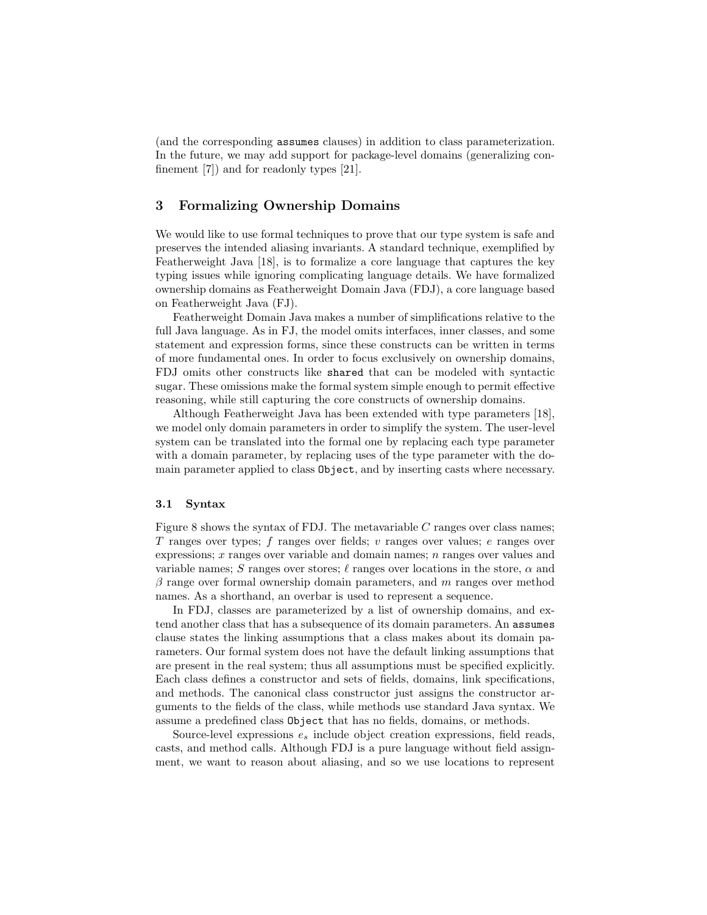(and the corresponding `assumes` clauses) in addition to class parameterization. In the future, we may add support for package-level domains (generalizing confinement [7]) and for readonly types [21].

## 3 Formalizing Ownership Domains

We would like to use formal techniques to prove that our type system is safe and preserves the intended aliasing invariants. A standard technique, exemplified by Featherweight Java [18], is to formalize a core language that captures the key typing issues while ignoring complicating language details. We have formalized ownership domains as Featherweight Domain Java (FDJ), a core language based on Featherweight Java (FJ).

Featherweight Domain Java makes a number of simplifications relative to the full Java language. As in FJ, the model omits interfaces, inner classes, and some statement and expression forms, since these constructs can be written in terms of more fundamental ones. In order to focus exclusively on ownership domains, FDJ omits other constructs like `shared` that can be modeled with syntactic sugar. These omissions make the formal system simple enough to permit effective reasoning, while still capturing the core constructs of ownership domains.

Although Featherweight Java has been extended with type parameters [18], we model only domain parameters in order to simplify the system. The user-level system can be translated into the formal one by replacing each type parameter with a domain parameter, by replacing uses of the type parameter with the domain parameter applied to class `Object`, and by inserting casts where necessary.

### 3.1 Syntax

Figure 8 shows the syntax of FDJ. The metavariable $C$ ranges over class names; $T$ ranges over types; $f$ ranges over fields; $v$ ranges over values; $e$ ranges over expressions; $x$ ranges over variable and domain names; $n$ ranges over values and variable names; $S$ ranges over stores; $\ell$ ranges over locations in the store, $\alpha$ and $\beta$ range over formal ownership domain parameters, and $m$ ranges over method names. As a shorthand, an overbar is used to represent a sequence.

In FDJ, classes are parameterized by a list of ownership domains, and extend another class that has a subsequence of its domain parameters. An `assumes` clause states the linking assumptions that a class makes about its domain parameters. Our formal system does not have the default linking assumptions that are present in the real system; thus all assumptions must be specified explicitly. Each class defines a constructor and sets of fields, domains, link specifications, and methods. The canonical class constructor just assigns the constructor arguments to the fields of the class, while methods use standard Java syntax. We assume a predefined class `Object` that has no fields, domains, or methods.

Source-level expressions $e_s$ include object creation expressions, field reads, casts, and method calls. Although FDJ is a pure language without field assignment, we want to reason about aliasing, and so we use locations to represent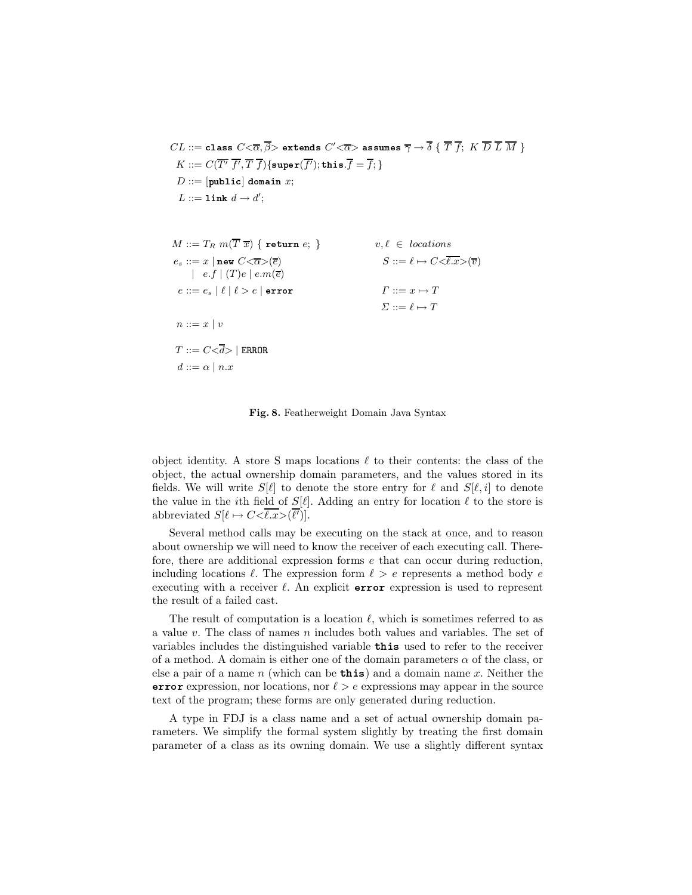$$CL ::= \texttt{class}\ C\texttt{<}\overline{\alpha},\overline{\beta}\texttt{>}\ \texttt{extends}\ C'\texttt{<}\overline{\alpha}\texttt{>}\ \texttt{assumes}\ \overline{\gamma} \rightarrow \overline{\delta}\ \{\ \overline{T}\ \overline{f};\ K\ \overline{D}\ \overline{L}\ \overline{M}\ \}$$

$$K ::= C(\overline{T'}\ \overline{f'}, \overline{T}\ \overline{f})\{\texttt{super}(\overline{f'}); \texttt{this}.\overline{f} = \overline{f};\}$$

$$D ::= [\texttt{public}]\ \texttt{domain}\ x;$$

$$L ::= \texttt{link}\ d \rightarrow d';$$

$$M ::= T_R\ m(\overline{T}\ \overline{x})\ \{\ \texttt{return}\ e;\ \}$$

$$e_s ::= x \mid \texttt{new}\ C\texttt{<}\overline{\alpha}\texttt{>}(\overline{e}) \mid e.f \mid (T)e \mid e.m(\overline{e})$$

$$e ::= e_s \mid \ell \mid \ell > e \mid \texttt{error}$$

$$n ::= x \mid v$$

$$T ::= C\texttt{<}\overline{d}\texttt{>} \mid \texttt{ERROR}$$

$$d ::= \alpha \mid n.x$$

$$v, \ell \in \textit{locations}$$

$$S ::= \ell \mapsto C\texttt{<}\overline{\ell.x}\texttt{>}(\overline{v})$$

$$\Gamma ::= x \mapsto T$$

$$\Sigma ::= \ell \mapsto T$$

**Fig. 8.** Featherweight Domain Java Syntax

object identity. A store S maps locations $\ell$ to their contents: the class of the object, the actual ownership domain parameters, and the values stored in its fields. We will write $S[\ell]$ to denote the store entry for $\ell$ and $S[\ell, i]$ to denote the value in the $i$th field of $S[\ell]$. Adding an entry for location $\ell$ to the store is abbreviated $S[\ell \mapsto C\texttt{<}\overline{\ell.x}\texttt{>}(\overline{\ell'})]$.

Several method calls may be executing on the stack at once, and to reason about ownership we will need to know the receiver of each executing call. Therefore, there are additional expression forms $e$ that can occur during reduction, including locations $\ell$. The expression form $\ell > e$ represents a method body $e$ executing with a receiver $\ell$. An explicit **error** expression is used to represent the result of a failed cast.

The result of computation is a location $\ell$, which is sometimes referred to as a value $v$. The class of names $n$ includes both values and variables. The set of variables includes the distinguished variable **this** used to refer to the receiver of a method. A domain is either one of the domain parameters $\alpha$ of the class, or else a pair of a name $n$ (which can be **this**) and a domain name $x$. Neither the **error** expression, nor locations, nor $\ell > e$ expressions may appear in the source text of the program; these forms are only generated during reduction.

A type in FDJ is a class name and a set of actual ownership domain parameters. We simplify the formal system slightly by treating the first domain parameter of a class as its owning domain. We use a slightly different syntax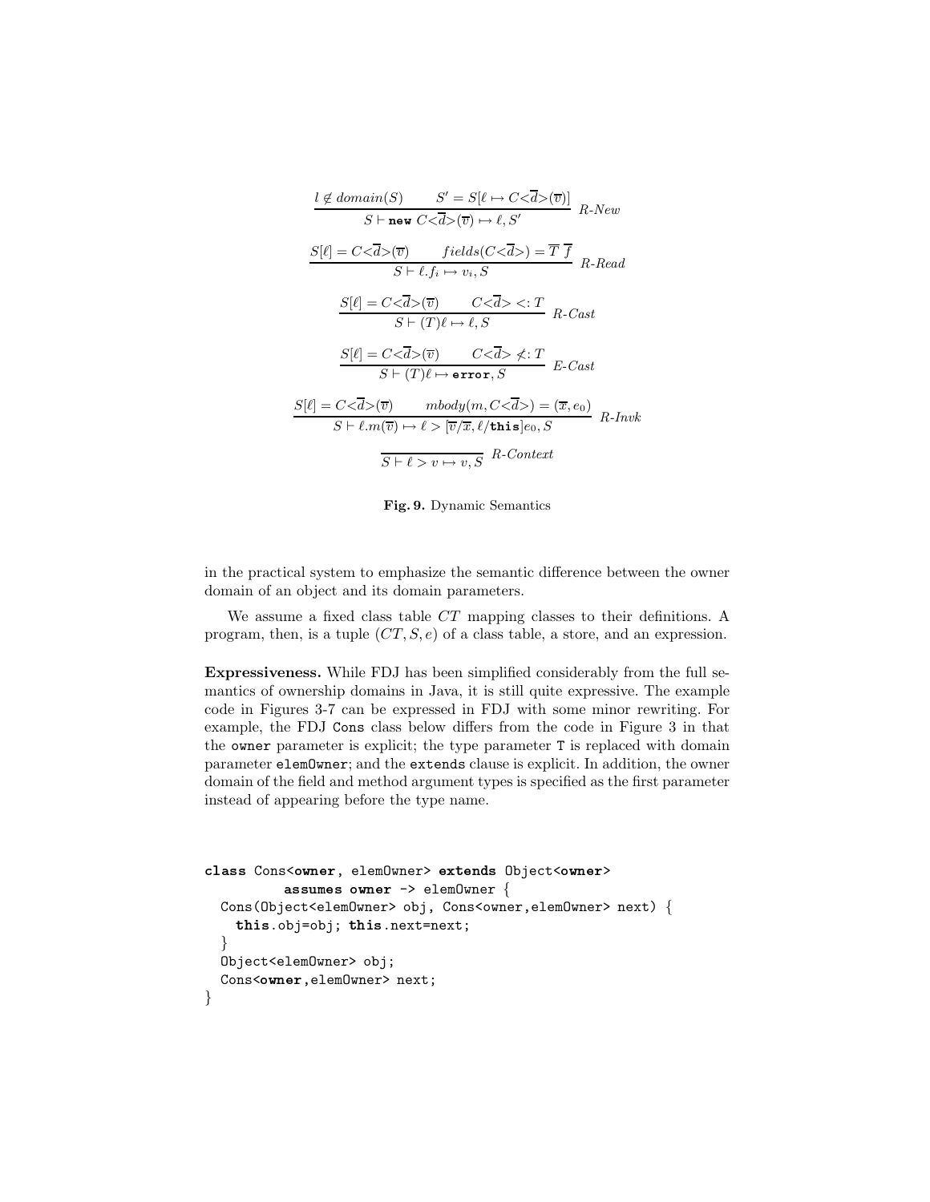$$\frac{l \notin domain(S) \qquad S' = S[\ell \mapsto C\texttt{<}\overline{d}\texttt{>}(\overline{v})]}{S \vdash \textbf{new } C\texttt{<}\overline{d}\texttt{>}(\overline{v}) \mapsto \ell, S'} \ \textit{R-New}$$

$$\frac{S[\ell] = C\texttt{<}\overline{d}\texttt{>}(\overline{v}) \qquad fields(C\texttt{<}\overline{d}\texttt{>}) = \overline{T}\ \overline{f}}{S \vdash \ell.f_i \mapsto v_i, S} \ \textit{R-Read}$$

$$\frac{S[\ell] = C\texttt{<}\overline{d}\texttt{>}(\overline{v}) \qquad C\texttt{<}\overline{d}\texttt{>} <: T}{S \vdash (T)\ell \mapsto \ell, S} \ \textit{R-Cast}$$

$$\frac{S[\ell] = C\texttt{<}\overline{d}\texttt{>}(\overline{v}) \qquad C\texttt{<}\overline{d}\texttt{>} \not<: T}{S \vdash (T)\ell \mapsto \textbf{error}, S} \ \textit{E-Cast}$$

$$\frac{S[\ell] = C\texttt{<}\overline{d}\texttt{>}(\overline{v}) \qquad mbody(m, C\texttt{<}\overline{d}\texttt{>}) = (\overline{x}, e_0)}{S \vdash \ell.m(\overline{v}) \mapsto \ell > [\overline{v}/\overline{x}, \ell/\textbf{this}]e_0, S} \ \textit{R-Invk}$$

$$\frac{}{S \vdash \ell > v \mapsto v, S} \ \textit{R-Context}$$

**Fig. 9.** Dynamic Semantics

in the practical system to emphasize the semantic difference between the owner domain of an object and its domain parameters.

We assume a fixed class table $CT$ mapping classes to their definitions. A program, then, is a tuple $(CT, S, e)$ of a class table, a store, and an expression.

**Expressiveness.** While FDJ has been simplified considerably from the full semantics of ownership domains in Java, it is still quite expressive. The example code in Figures 3-7 can be expressed in FDJ with some minor rewriting. For example, the FDJ `Cons` class below differs from the code in Figure 3 in that the `owner` parameter is explicit; the type parameter `T` is replaced with domain parameter `elemOwner`; and the `extends` clause is explicit. In addition, the owner domain of the field and method argument types is specified as the first parameter instead of appearing before the type name.

```
class Cons<owner, elemOwner> extends Object<owner>
          assumes owner -> elemOwner {
  Cons(Object<elemOwner> obj, Cons<owner,elemOwner> next) {
    this.obj=obj; this.next=next;
  }
  Object<elemOwner> obj;
  Cons<owner,elemOwner> next;
}
```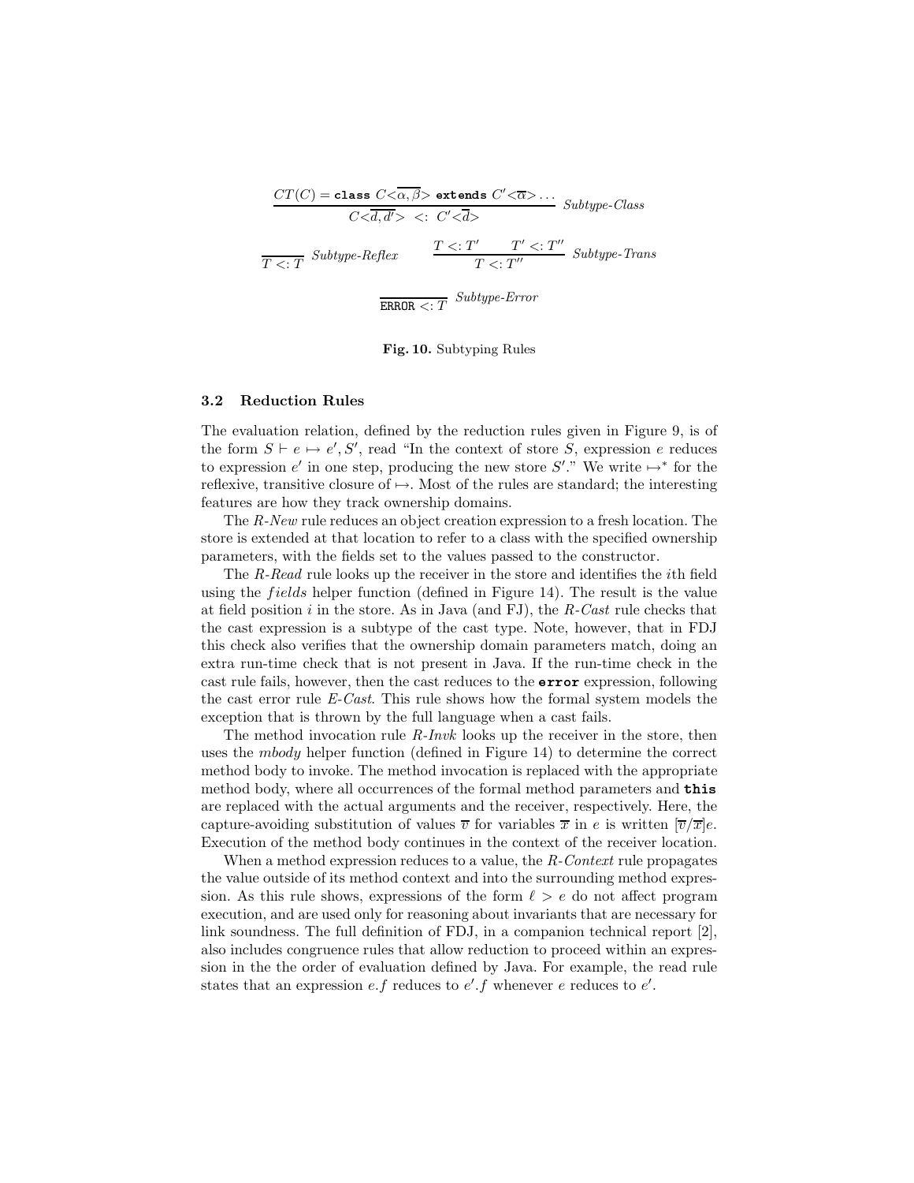$$\frac{CT(C) = \textbf{class } C\langle\overline{\alpha,\beta}\rangle \textbf{ extends } C'\langle\overline{\alpha}\rangle \ldots}{C\langle\overline{d,d'}\rangle \ <: \ C'\langle\overline{d}\rangle} \ \textit{Subtype-Class}$$

$$\frac{}{T <: T} \ \textit{Subtype-Reflex} \qquad \frac{T <: T' \qquad T' <: T''}{T <: T''} \ \textit{Subtype-Trans}$$

$$\frac{}{\texttt{ERROR} <: T} \ \textit{Subtype-Error}$$

**Fig. 10.** Subtyping Rules

### 3.2 Reduction Rules

The evaluation relation, defined by the reduction rules given in Figure 9, is of the form $S \vdash e \mapsto e', S'$, read "In the context of store $S$, expression $e$ reduces to expression $e'$ in one step, producing the new store $S'$." We write $\mapsto^*$ for the reflexive, transitive closure of $\mapsto$. Most of the rules are standard; the interesting features are how they track ownership domains.

The *R-New* rule reduces an object creation expression to a fresh location. The store is extended at that location to refer to a class with the specified ownership parameters, with the fields set to the values passed to the constructor.

The *R-Read* rule looks up the receiver in the store and identifies the $i$th field using the $fields$ helper function (defined in Figure 14). The result is the value at field position $i$ in the store. As in Java (and FJ), the *R-Cast* rule checks that the cast expression is a subtype of the cast type. Note, however, that in FDJ this check also verifies that the ownership domain parameters match, doing an extra run-time check that is not present in Java. If the run-time check in the cast rule fails, however, then the cast reduces to the **error** expression, following the cast error rule *E-Cast*. This rule shows how the formal system models the exception that is thrown by the full language when a cast fails.

The method invocation rule *R-Invk* looks up the receiver in the store, then uses the *mbody* helper function (defined in Figure 14) to determine the correct method body to invoke. The method invocation is replaced with the appropriate method body, where all occurrences of the formal method parameters and **this** are replaced with the actual arguments and the receiver, respectively. Here, the capture-avoiding substitution of values $\overline{v}$ for variables $\overline{x}$ in $e$ is written $[\overline{v}/\overline{x}]e$. Execution of the method body continues in the context of the receiver location.

When a method expression reduces to a value, the *R-Context* rule propagates the value outside of its method context and into the surrounding method expression. As this rule shows, expressions of the form $\ell \rhd e$ do not affect program execution, and are used only for reasoning about invariants that are necessary for link soundness. The full definition of FDJ, in a companion technical report [2], also includes congruence rules that allow reduction to proceed within an expression in the the order of evaluation defined by Java. For example, the read rule states that an expression $e.f$ reduces to $e'.f$ whenever $e$ reduces to $e'$.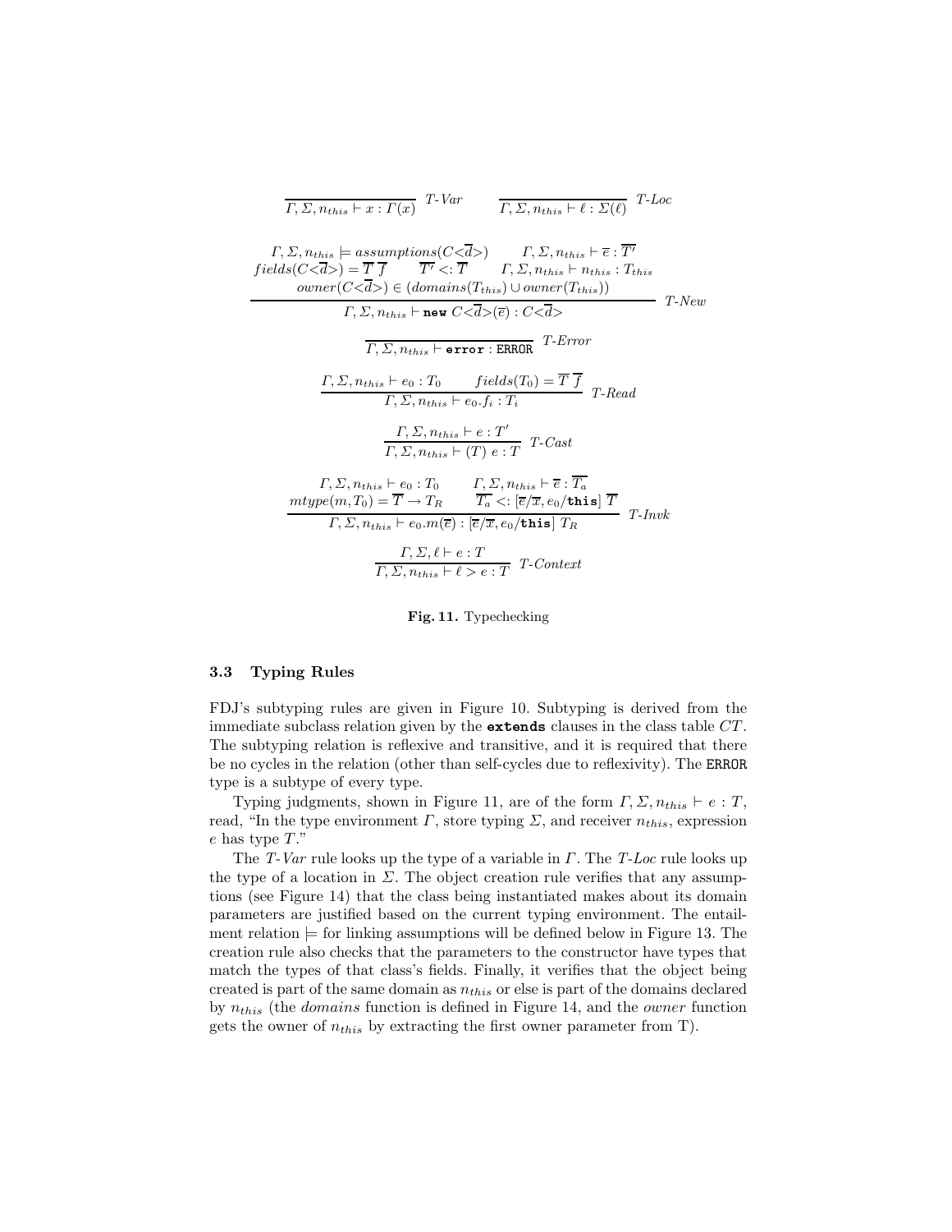$$\frac{}{\Gamma, \Sigma, n_{this} \vdash x : \Gamma(x)} \; \textit{T-Var} \qquad \frac{}{\Gamma, \Sigma, n_{this} \vdash \ell : \Sigma(\ell)} \; \textit{T-Loc}$$

$$\frac{\begin{array}{c} \Gamma, \Sigma, n_{this} \models assumptions(C\texttt{<}\overline{d}\texttt{>}) \qquad \Gamma, \Sigma, n_{this} \vdash \overline{e} : \overline{T'} \\ fields(C\texttt{<}\overline{d}\texttt{>}) = \overline{T}\ \overline{f} \qquad \overline{T'} <: \overline{T} \qquad \Gamma, \Sigma, n_{this} \vdash n_{this} : T_{this} \\ owner(C\texttt{<}\overline{d}\texttt{>}) \in (domains(T_{this}) \cup owner(T_{this})) \end{array}}{\Gamma, \Sigma, n_{this} \vdash \textbf{new}\ C\texttt{<}\overline{d}\texttt{>}(\overline{e}) : C\texttt{<}\overline{d}\texttt{>}} \; \textit{T-New}$$

$$\frac{}{\Gamma, \Sigma, n_{this} \vdash \textbf{error} : \texttt{ERROR}} \; \textit{T-Error}$$

$$\frac{\Gamma, \Sigma, n_{this} \vdash e_0 : T_0 \qquad fields(T_0) = \overline{T}\ \overline{f}}{\Gamma, \Sigma, n_{this} \vdash e_0.f_i : T_i} \; \textit{T-Read}$$

$$\frac{\Gamma, \Sigma, n_{this} \vdash e : T'}{\Gamma, \Sigma, n_{this} \vdash (T)\ e : T} \; \textit{T-Cast}$$

$$\frac{\begin{array}{c} \Gamma, \Sigma, n_{this} \vdash e_0 : T_0 \qquad \Gamma, \Sigma, n_{this} \vdash \overline{e} : \overline{T_a} \\ mtype(m, T_0) = \overline{T} \rightarrow T_R \qquad \overline{T_a} <: [\overline{e}/\overline{x}, e_0/\textbf{this}]\ \overline{T} \end{array}}{\Gamma, \Sigma, n_{this} \vdash e_0.m(\overline{e}) : [\overline{e}/\overline{x}, e_0/\textbf{this}]\ T_R} \; \textit{T-Invk}$$

$$\frac{\Gamma, \Sigma, \ell \vdash e : T}{\Gamma, \Sigma, n_{this} \vdash \ell > e : T} \; \textit{T-Context}$$

**Fig. 11.** Typechecking

### 3.3 Typing Rules

FDJ's subtyping rules are given in Figure 10. Subtyping is derived from the immediate subclass relation given by the **extends** clauses in the class table $CT$. The subtyping relation is reflexive and transitive, and it is required that there be no cycles in the relation (other than self-cycles due to reflexivity). The ERROR type is a subtype of every type.

Typing judgments, shown in Figure 11, are of the form $\Gamma, \Sigma, n_{this} \vdash e : T$, read, "In the type environment $\Gamma$, store typing $\Sigma$, and receiver $n_{this}$, expression $e$ has type $T$."

The *T-Var* rule looks up the type of a variable in $\Gamma$. The *T-Loc* rule looks up the type of a location in $\Sigma$. The object creation rule verifies that any assumptions (see Figure 14) that the class being instantiated makes about its domain parameters are justified based on the current typing environment. The entailment relation $\models$ for linking assumptions will be defined below in Figure 13. The creation rule also checks that the parameters to the constructor have types that match the types of that class's fields. Finally, it verifies that the object being created is part of the same domain as $n_{this}$ or else is part of the domains declared by $n_{this}$ (the *domains* function is defined in Figure 14, and the *owner* function gets the owner of $n_{this}$ by extracting the first owner parameter from T).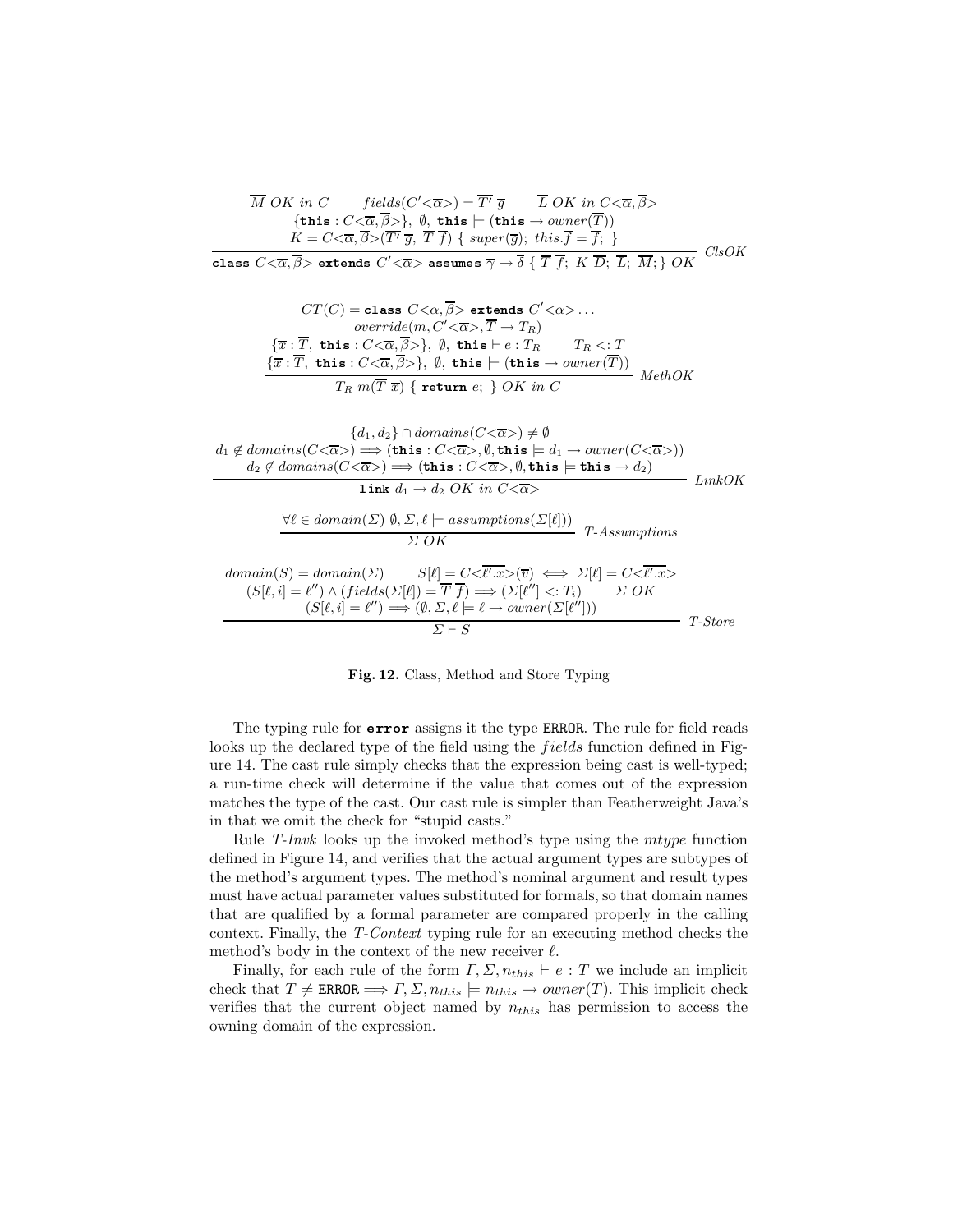$$\frac{\begin{array}{c}\overline{M}\ OK\ in\ C \qquad fields(C'\langle\overline{\alpha}\rangle) = \overline{T'}\ \overline{g} \qquad \overline{L}\ OK\ in\ C\langle\overline{\alpha},\overline{\beta}\rangle \\ \{\mathtt{this} : C\langle\overline{\alpha},\overline{\beta}\rangle\},\ \emptyset,\ \mathtt{this} \models (\mathtt{this} \rightarrow owner(\overline{T})) \\ K = C\langle\overline{\alpha},\overline{\beta}\rangle(\overline{T'}\ \overline{g},\ \overline{T}\ \overline{f})\ \{\ super(\overline{g});\ this.\overline{f} = \overline{f};\ \}\end{array}}{\mathtt{class}\ C\langle\overline{\alpha},\overline{\beta}\rangle\ \mathtt{extends}\ C'\langle\overline{\alpha}\rangle\ \mathtt{assumes}\ \overline{\gamma} \rightarrow \overline{\delta}\ \{\ \overline{T}\ \overline{f};\ K\ \overline{D};\ \overline{L};\ \overline{M};\}\ OK} \ \textit{ClsOK}$$

$$\frac{\begin{array}{c}CT(C) = \mathtt{class}\ C\langle\overline{\alpha},\overline{\beta}\rangle\ \mathtt{extends}\ C'\langle\overline{\alpha}\rangle \ldots \\ override(m, C'\langle\overline{\alpha}\rangle, \overline{T} \rightarrow T_R) \\ \{\overline{x} : \overline{T},\ \mathtt{this} : C\langle\overline{\alpha},\overline{\beta}\rangle\},\ \emptyset,\ \mathtt{this} \vdash e : T_R \qquad T_R <: T \\ \{\overline{x} : \overline{T},\ \mathtt{this} : C\langle\overline{\alpha},\overline{\beta}\rangle\},\ \emptyset,\ \mathtt{this} \models (\mathtt{this} \rightarrow owner(\overline{T}))\end{array}}{T_R\ m(\overline{T}\ \overline{x})\ \{\ \mathtt{return}\ e;\ \}\ OK\ in\ C} \ \textit{MethOK}$$

$$\frac{\begin{array}{c}\{d_1, d_2\} \cap domains(C\langle\overline{\alpha}\rangle) \neq \emptyset \\ d_1 \notin domains(C\langle\overline{\alpha}\rangle) \Longrightarrow (\mathtt{this} : C\langle\overline{\alpha}\rangle, \emptyset, \mathtt{this} \models d_1 \rightarrow owner(C\langle\overline{\alpha}\rangle)) \\ d_2 \notin domains(C\langle\overline{\alpha}\rangle) \Longrightarrow (\mathtt{this} : C\langle\overline{\alpha}\rangle, \emptyset, \mathtt{this} \models \mathtt{this} \rightarrow d_2)\end{array}}{\mathtt{link}\ d_1 \rightarrow d_2\ OK\ in\ C\langle\overline{\alpha}\rangle} \ \textit{LinkOK}$$

$$\frac{\forall \ell \in domain(\Sigma)\ \emptyset, \Sigma, \ell \models assumptions(\Sigma[\ell]))}{\Sigma\ OK} \ \textit{T-Assumptions}$$

$$\frac{\begin{array}{c}domain(S) = domain(\Sigma) \qquad S[\ell] = C\langle\overline{\ell'.x}\rangle(\overline{v}) \iff \Sigma[\ell] = C\langle\overline{\ell'.x}\rangle \\ (S[\ell, i] = \ell'') \wedge (fields(\Sigma[\ell]) = \overline{T}\ \overline{f}) \Longrightarrow (\Sigma[\ell''] <: T_i) \qquad \Sigma\ OK \\ (S[\ell, i] = \ell'') \Longrightarrow (\emptyset, \Sigma, \ell \models \ell \rightarrow owner(\Sigma[\ell'']))\end{array}}{\Sigma \vdash S} \ \textit{T-Store}$$

**Fig. 12.** Class, Method and Store Typing

The typing rule for **error** assigns it the type ERROR. The rule for field reads looks up the declared type of the field using the *fields* function defined in Figure 14. The cast rule simply checks that the expression being cast is well-typed; a run-time check will determine if the value that comes out of the expression matches the type of the cast. Our cast rule is simpler than Featherweight Java's in that we omit the check for "stupid casts."

Rule *T-Invk* looks up the invoked method's type using the *mtype* function defined in Figure 14, and verifies that the actual argument types are subtypes of the method's argument types. The method's nominal argument and result types must have actual parameter values substituted for formals, so that domain names that are qualified by a formal parameter are compared properly in the calling context. Finally, the *T-Context* typing rule for an executing method checks the method's body in the context of the new receiver $\ell$.

Finally, for each rule of the form $\Gamma, \Sigma, n_{this} \vdash e : T$ we include an implicit check that $T \neq \mathtt{ERROR} \Longrightarrow \Gamma, \Sigma, n_{this} \models n_{this} \rightarrow owner(T)$. This implicit check verifies that the current object named by $n_{this}$ has permission to access the owning domain of the expression.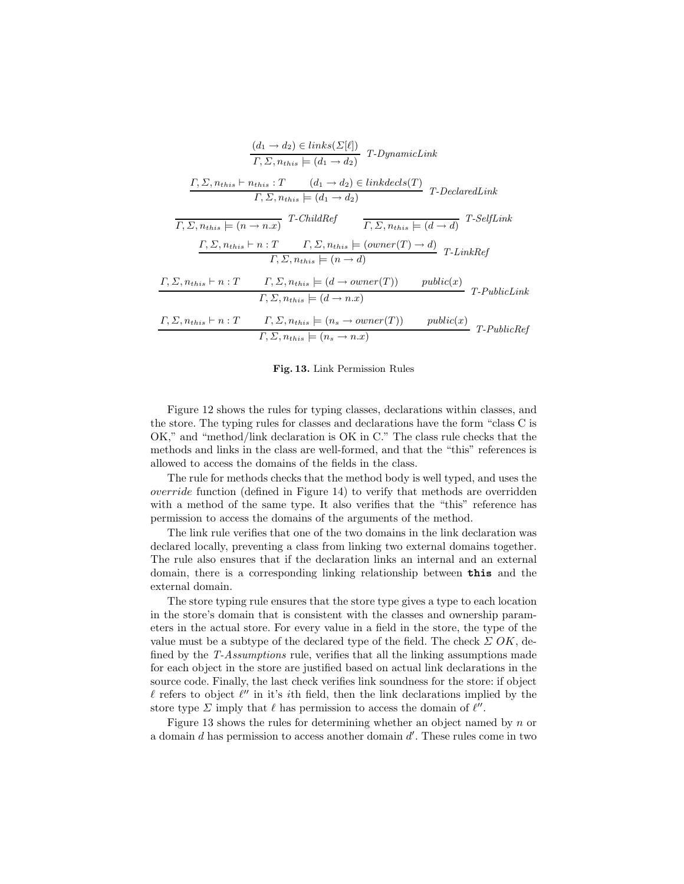$$\frac{(d_1 \rightarrow d_2) \in links(\Sigma[\ell])}{\Gamma, \Sigma, n_{this} \models (d_1 \rightarrow d_2)} \textit{ T-DynamicLink}$$

$$\frac{\Gamma, \Sigma, n_{this} \vdash n_{this} : T \qquad (d_1 \rightarrow d_2) \in linkdecls(T)}{\Gamma, \Sigma, n_{this} \models (d_1 \rightarrow d_2)} \textit{ T-DeclaredLink}$$

$$\frac{}{\Gamma, \Sigma, n_{this} \models (n \rightarrow n.x)} \textit{ T-ChildRef} \qquad \frac{}{\Gamma, \Sigma, n_{this} \models (d \rightarrow d)} \textit{ T-SelfLink}$$

$$\frac{\Gamma, \Sigma, n_{this} \vdash n : T \qquad \Gamma, \Sigma, n_{this} \models (owner(T) \rightarrow d)}{\Gamma, \Sigma, n_{this} \models (n \rightarrow d)} \textit{ T-LinkRef}$$

$$\frac{\Gamma, \Sigma, n_{this} \vdash n : T \qquad \Gamma, \Sigma, n_{this} \models (d \rightarrow owner(T)) \qquad public(x)}{\Gamma, \Sigma, n_{this} \models (d \rightarrow n.x)} \textit{ T-PublicLink}$$

$$\frac{\Gamma, \Sigma, n_{this} \vdash n : T \qquad \Gamma, \Sigma, n_{this} \models (n_s \rightarrow owner(T)) \qquad public(x)}{\Gamma, \Sigma, n_{this} \models (n_s \rightarrow n.x)} \textit{ T-PublicRef}$$

**Fig. 13.** Link Permission Rules

Figure 12 shows the rules for typing classes, declarations within classes, and the store. The typing rules for classes and declarations have the form "class C is OK," and "method/link declaration is OK in C." The class rule checks that the methods and links in the class are well-formed, and that the "this" references is allowed to access the domains of the fields in the class.

The rule for methods checks that the method body is well typed, and uses the *override* function (defined in Figure 14) to verify that methods are overridden with a method of the same type. It also verifies that the "this" reference has permission to access the domains of the arguments of the method.

The link rule verifies that one of the two domains in the link declaration was declared locally, preventing a class from linking two external domains together. The rule also ensures that if the declaration links an internal and an external domain, there is a corresponding linking relationship between **this** and the external domain.

The store typing rule ensures that the store type gives a type to each location in the store's domain that is consistent with the classes and ownership parameters in the actual store. For every value in a field in the store, the type of the value must be a subtype of the declared type of the field. The check $\Sigma$ *OK*, defined by the *T-Assumptions* rule, verifies that all the linking assumptions made for each object in the store are justified based on actual link declarations in the source code. Finally, the last check verifies link soundness for the store: if object $\ell$ refers to object $\ell''$ in it's $i$th field, then the link declarations implied by the store type $\Sigma$ imply that $\ell$ has permission to access the domain of $\ell''$.

Figure 13 shows the rules for determining whether an object named by $n$ or a domain $d$ has permission to access another domain $d'$. These rules come in two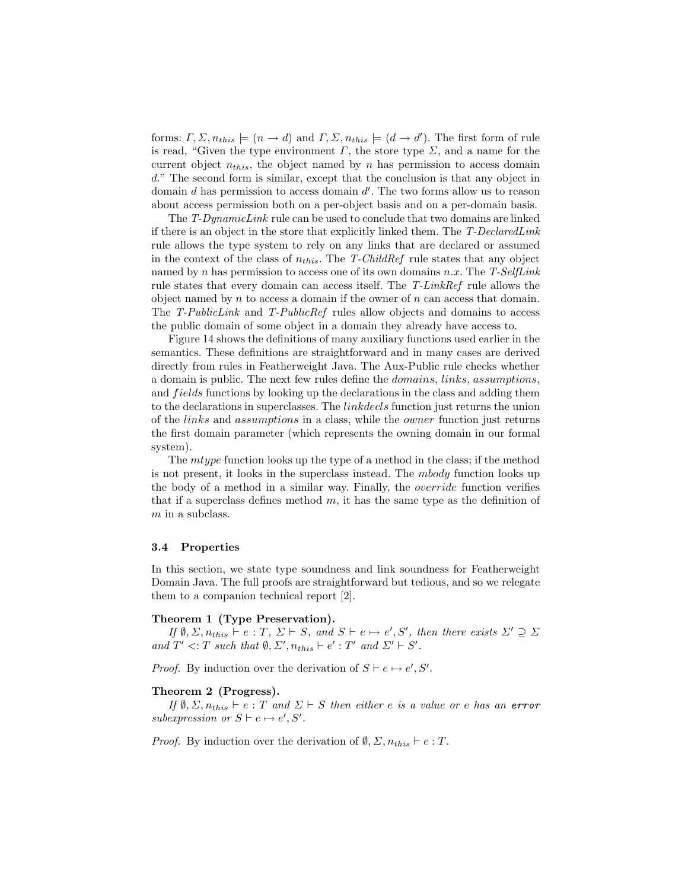forms: $\Gamma, \Sigma, n_{this} \models (n \rightarrow d)$ and $\Gamma, \Sigma, n_{this} \models (d \rightarrow d')$. The first form of rule is read, "Given the type environment $\Gamma$, the store type $\Sigma$, and a name for the current object $n_{this}$, the object named by $n$ has permission to access domain $d$." The second form is similar, except that the conclusion is that any object in domain $d$ has permission to access domain $d'$. The two forms allow us to reason about access permission both on a per-object basis and on a per-domain basis.

The *T-DynamicLink* rule can be used to conclude that two domains are linked if there is an object in the store that explicitly linked them. The *T-DeclaredLink* rule allows the type system to rely on any links that are declared or assumed in the context of the class of $n_{this}$. The *T-ChildRef* rule states that any object named by $n$ has permission to access one of its own domains $n.x$. The *T-SelfLink* rule states that every domain can access itself. The *T-LinkRef* rule allows the object named by $n$ to access a domain if the owner of $n$ can access that domain. The *T-PublicLink* and *T-PublicRef* rules allow objects and domains to access the public domain of some object in a domain they already have access to.

Figure 14 shows the definitions of many auxiliary functions used earlier in the semantics. These definitions are straightforward and in many cases are derived directly from rules in Featherweight Java. The Aux-Public rule checks whether a domain is public. The next few rules define the *domains*, *links*, *assumptions*, and $fields$ functions by looking up the declarations in the class and adding them to the declarations in superclasses. The *linkdecls* function just returns the union of the *links* and *assumptions* in a class, while the *owner* function just returns the first domain parameter (which represents the owning domain in our formal system).

The *mtype* function looks up the type of a method in the class; if the method is not present, it looks in the superclass instead. The *mbody* function looks up the body of a method in a similar way. Finally, the *override* function verifies that if a superclass defines method $m$, it has the same type as the definition of $m$ in a subclass.

### 3.4 Properties

In this section, we state type soundness and link soundness for Featherweight Domain Java. The full proofs are straightforward but tedious, and so we relegate them to a companion technical report [2].

**Theorem 1 (Type Preservation).**
*If* $\emptyset, \Sigma, n_{this} \vdash e : T$*,* $\Sigma \vdash S$*, and* $S \vdash e \mapsto e', S'$*, then there exists* $\Sigma' \supseteq \Sigma$ *and* $T' <: T$ *such that* $\emptyset, \Sigma', n_{this} \vdash e' : T'$ *and* $\Sigma' \vdash S'$*.*

*Proof.* By induction over the derivation of $S \vdash e \mapsto e', S'$.

**Theorem 2 (Progress).**
*If* $\emptyset, \Sigma, n_{this} \vdash e : T$ *and* $\Sigma \vdash S$ *then either* $e$ *is a value or* $e$ *has an* `error` *subexpression or* $S \vdash e \mapsto e', S'$*.*

*Proof.* By induction over the derivation of $\emptyset, \Sigma, n_{this} \vdash e : T$.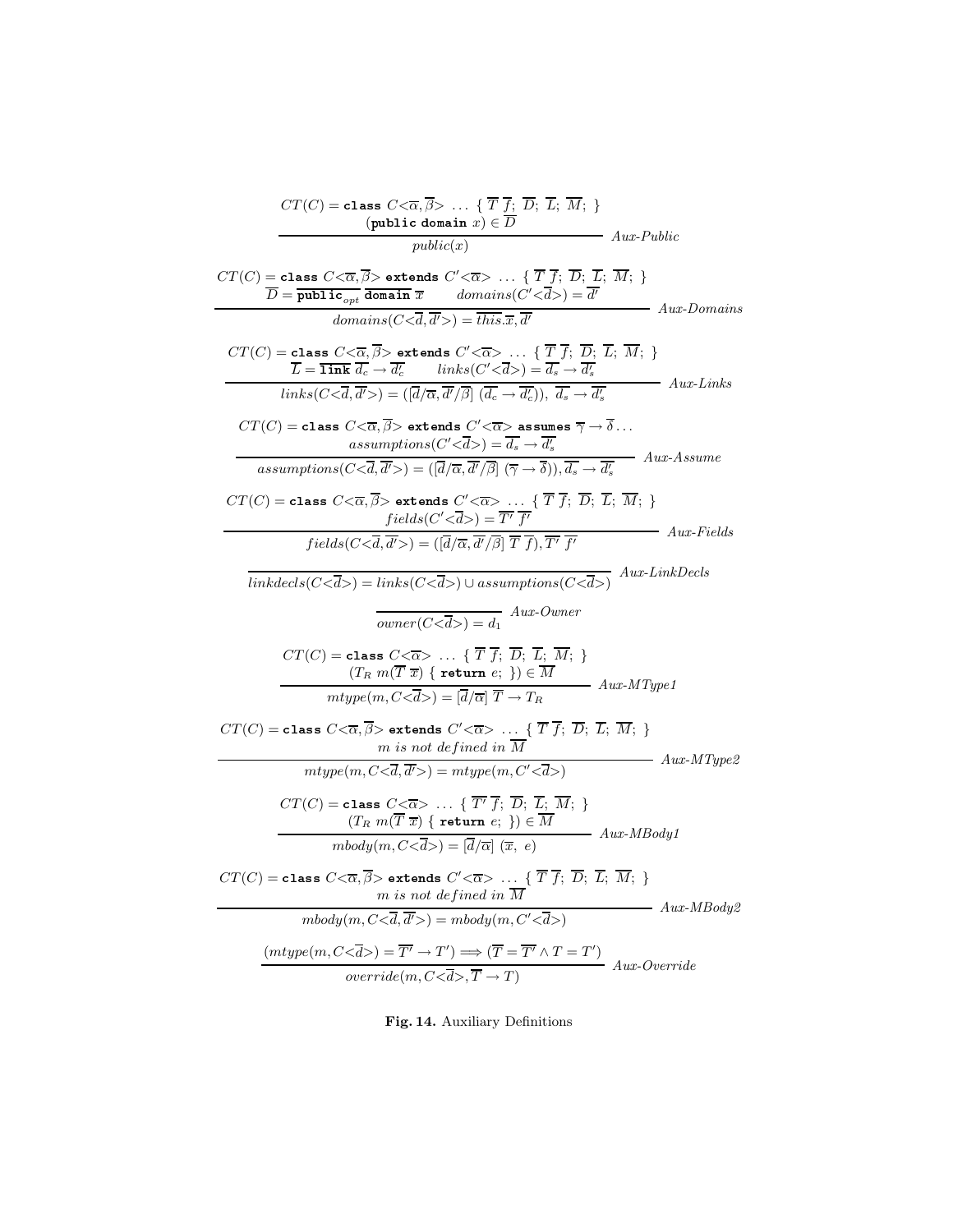$$\frac{CT(C) = \texttt{class}\ C\text{<}\overline{\alpha},\overline{\beta}\text{>}\ \ldots\ \{\ \overline{T}\ \overline{f};\ \overline{D};\ \overline{L};\ \overline{M};\ \} \qquad (\texttt{public domain}\ x) \in \overline{D}}{public(x)}\ \textit{Aux-Public}$$

$$\frac{CT(C) = \texttt{class}\ C\text{<}\overline{\alpha},\overline{\beta}\text{>}\ \texttt{extends}\ C'\text{<}\overline{\alpha}\text{>}\ \ldots\ \{\ \overline{T}\ \overline{f};\ \overline{D};\ \overline{L};\ \overline{M};\ \} \qquad \overline{D} = \overline{\texttt{public}_{opt}\ \texttt{domain}\ x} \qquad domains(C'\text{<}\overline{d}\text{>}) = \overline{d'}}{domains(C\text{<}\overline{d},\overline{d'}\text{>}) = \overline{this.x}, \overline{d'}}\ \textit{Aux-Domains}$$

$$\frac{CT(C) = \texttt{class}\ C\text{<}\overline{\alpha},\overline{\beta}\text{>}\ \texttt{extends}\ C'\text{<}\overline{\alpha}\text{>}\ \ldots\ \{\ \overline{T}\ \overline{f};\ \overline{D};\ \overline{L};\ \overline{M};\ \} \qquad \overline{L} = \overline{\texttt{link}\ d_c \rightarrow d_c'} \qquad links(C'\text{<}\overline{d}\text{>}) = \overline{d_s} \rightarrow \overline{d_s'}}{links(C\text{<}\overline{d},\overline{d'}\text{>}) = ([\overline{d}/\overline{\alpha}, \overline{d'}/\overline{\beta}]\ (\overline{d_c} \rightarrow \overline{d_c'})),\ \overline{d_s} \rightarrow \overline{d_s'}}\ \textit{Aux-Links}$$

$$\frac{CT(C) = \texttt{class}\ C\text{<}\overline{\alpha},\overline{\beta}\text{>}\ \texttt{extends}\ C'\text{<}\overline{\alpha}\text{>}\ \texttt{assumes}\ \overline{\gamma} \rightarrow \overline{\delta} \ldots \qquad assumptions(C'\text{<}\overline{d}\text{>}) = \overline{d_s} \rightarrow \overline{d_s'}}{assumptions(C\text{<}\overline{d},\overline{d'}\text{>}) = ([\overline{d}/\overline{\alpha}, \overline{d'}/\overline{\beta}]\ (\overline{\gamma} \rightarrow \overline{\delta})), \overline{d_s} \rightarrow \overline{d_s'}}\ \textit{Aux-Assume}$$

$$\frac{CT(C) = \texttt{class}\ C\text{<}\overline{\alpha},\overline{\beta}\text{>}\ \texttt{extends}\ C'\text{<}\overline{\alpha}\text{>}\ \ldots\ \{\ \overline{T}\ \overline{f};\ \overline{D};\ \overline{L};\ \overline{M};\ \} \qquad fields(C'\text{<}\overline{d}\text{>}) = \overline{T'}\ \overline{f'}}{fields(C\text{<}\overline{d},\overline{d'}\text{>}) = ([\overline{d}/\overline{\alpha}, \overline{d'}/\overline{\beta}]\ \overline{T}\ \overline{f}), \overline{T'}\ \overline{f'}}\ \textit{Aux-Fields}$$

$$\frac{}{linkdecls(C\text{<}\overline{d}\text{>}) = links(C\text{<}\overline{d}\text{>}) \cup assumptions(C\text{<}\overline{d}\text{>})}\ \textit{Aux-LinkDecls}$$

$$\frac{}{owner(C\text{<}\overline{d}\text{>}) = d_1}\ \textit{Aux-Owner}$$

$$\frac{CT(C) = \texttt{class}\ C\text{<}\overline{\alpha}\text{>}\ \ldots\ \{\ \overline{T}\ \overline{f};\ \overline{D};\ \overline{L};\ \overline{M};\ \} \qquad (T_R\ m(\overline{T}\ \overline{x})\ \{\ \texttt{return}\ e;\ \}) \in \overline{M}}{mtype(m, C\text{<}\overline{d}\text{>}) = [\overline{d}/\overline{\alpha}]\ \overline{T} \rightarrow T_R}\ \textit{Aux-MType1}$$

$$\frac{CT(C) = \texttt{class}\ C\text{<}\overline{\alpha},\overline{\beta}\text{>}\ \texttt{extends}\ C'\text{<}\overline{\alpha}\text{>}\ \ldots\ \{\ \overline{T}\ \overline{f};\ \overline{D};\ \overline{L};\ \overline{M};\ \} \qquad m \textit{ is not defined in } \overline{M}}{mtype(m, C\text{<}\overline{d},\overline{d'}\text{>}) = mtype(m, C'\text{<}\overline{d}\text{>})}\ \textit{Aux-MType2}$$

$$\frac{CT(C) = \texttt{class}\ C\text{<}\overline{\alpha}\text{>}\ \ldots\ \{\ \overline{T'}\ \overline{f};\ \overline{D};\ \overline{L};\ \overline{M};\ \} \qquad (T_R\ m(\overline{T}\ \overline{x})\ \{\ \texttt{return}\ e;\ \}) \in \overline{M}}{mbody(m, C\text{<}\overline{d}\text{>}) = [\overline{d}/\overline{\alpha}]\ (\overline{x},\ e)}\ \textit{Aux-MBody1}$$

$$\frac{CT(C) = \texttt{class}\ C\text{<}\overline{\alpha},\overline{\beta}\text{>}\ \texttt{extends}\ C'\text{<}\overline{\alpha}\text{>}\ \ldots\ \{\ \overline{T}\ \overline{f};\ \overline{D};\ \overline{L};\ \overline{M};\ \} \qquad m \textit{ is not defined in } \overline{M}}{mbody(m, C\text{<}\overline{d},\overline{d'}\text{>}) = mbody(m, C'\text{<}\overline{d}\text{>})}\ \textit{Aux-MBody2}$$

$$\frac{(mtype(m, C\text{<}\overline{d}\text{>}) = \overline{T'} \rightarrow T') \Longrightarrow (\overline{T} = \overline{T'} \land T = T')}{override(m, C\text{<}\overline{d}\text{>}, \overline{T} \rightarrow T)}\ \textit{Aux-Override}$$

**Fig. 14.** Auxiliary Definitions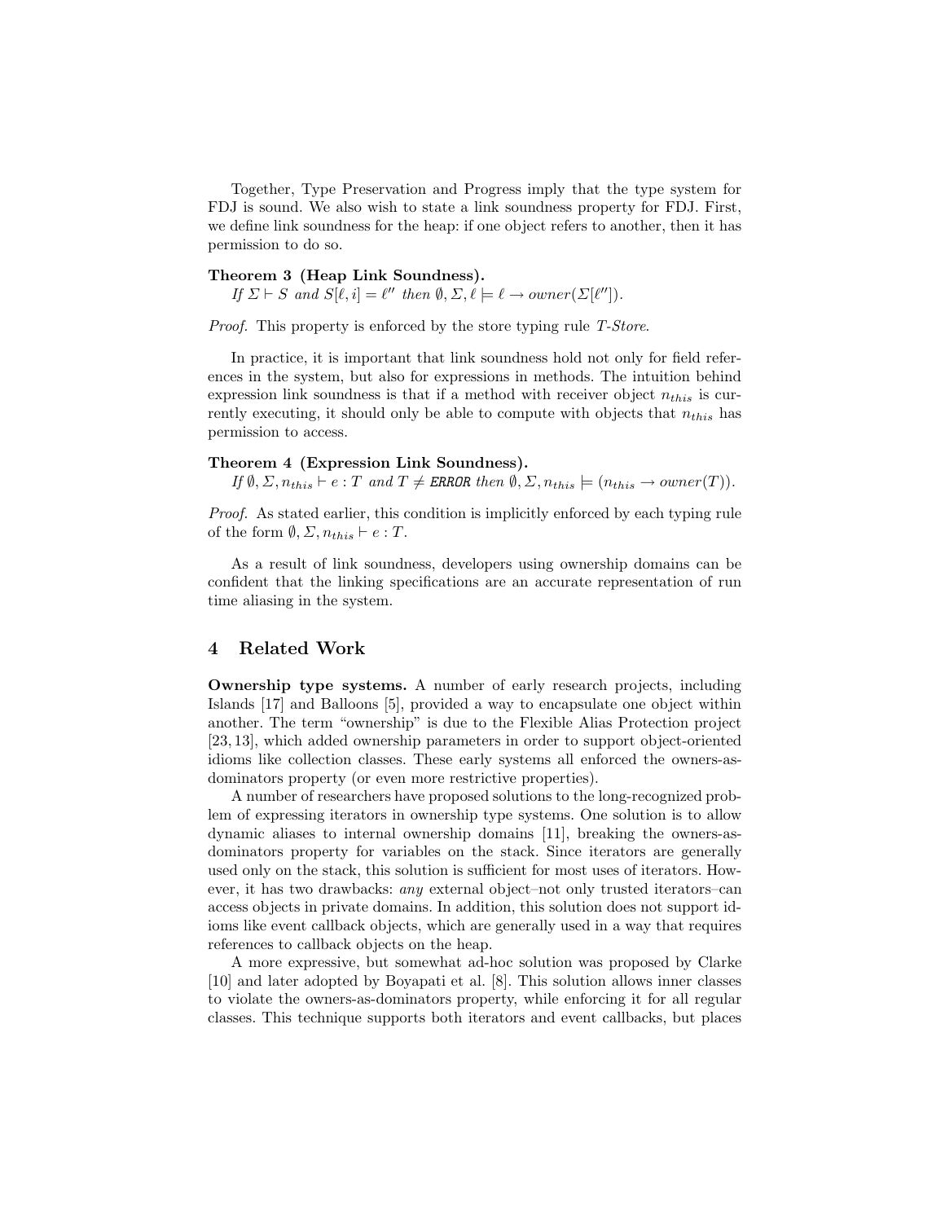Together, Type Preservation and Progress imply that the type system for FDJ is sound. We also wish to state a link soundness property for FDJ. First, we define link soundness for the heap: if one object refers to another, then it has permission to do so.

**Theorem 3 (Heap Link Soundness).**
*If* $\Sigma \vdash S$ *and* $S[\ell, i] = \ell''$ *then* $\emptyset, \Sigma, \ell \models \ell \rightarrow owner(\Sigma[\ell''])$.

*Proof.* This property is enforced by the store typing rule *T-Store*.

In practice, it is important that link soundness hold not only for field references in the system, but also for expressions in methods. The intuition behind expression link soundness is that if a method with receiver object $n_{this}$ is currently executing, it should only be able to compute with objects that $n_{this}$ has permission to access.

**Theorem 4 (Expression Link Soundness).**
*If* $\emptyset, \Sigma, n_{this} \vdash e : T$ *and* $T \neq$ `ERROR` *then* $\emptyset, \Sigma, n_{this} \models (n_{this} \rightarrow owner(T))$.

*Proof.* As stated earlier, this condition is implicitly enforced by each typing rule of the form $\emptyset, \Sigma, n_{this} \vdash e : T$.

As a result of link soundness, developers using ownership domains can be confident that the linking specifications are an accurate representation of run time aliasing in the system.

## 4 Related Work

**Ownership type systems.** A number of early research projects, including Islands [17] and Balloons [5], provided a way to encapsulate one object within another. The term "ownership" is due to the Flexible Alias Protection project [23, 13], which added ownership parameters in order to support object-oriented idioms like collection classes. These early systems all enforced the owners-as-dominators property (or even more restrictive properties).

A number of researchers have proposed solutions to the long-recognized problem of expressing iterators in ownership type systems. One solution is to allow dynamic aliases to internal ownership domains [11], breaking the owners-as-dominators property for variables on the stack. Since iterators are generally used only on the stack, this solution is sufficient for most uses of iterators. However, it has two drawbacks: *any* external object–not only trusted iterators–can access objects in private domains. In addition, this solution does not support idioms like event callback objects, which are generally used in a way that requires references to callback objects on the heap.

A more expressive, but somewhat ad-hoc solution was proposed by Clarke [10] and later adopted by Boyapati et al. [8]. This solution allows inner classes to violate the owners-as-dominators property, while enforcing it for all regular classes. This technique supports both iterators and event callbacks, but places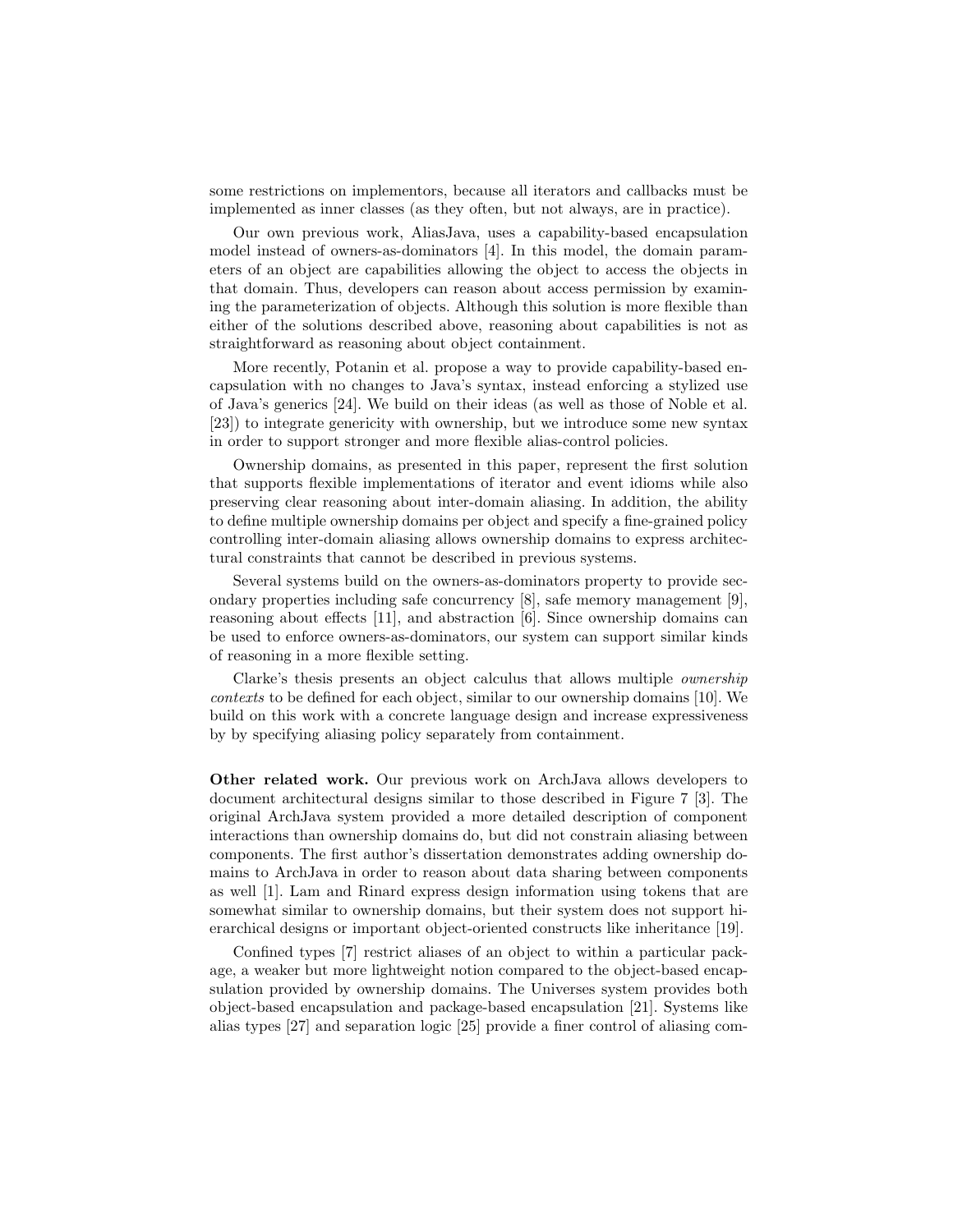some restrictions on implementors, because all iterators and callbacks must be implemented as inner classes (as they often, but not always, are in practice).

Our own previous work, AliasJava, uses a capability-based encapsulation model instead of owners-as-dominators [4]. In this model, the domain parameters of an object are capabilities allowing the object to access the objects in that domain. Thus, developers can reason about access permission by examining the parameterization of objects. Although this solution is more flexible than either of the solutions described above, reasoning about capabilities is not as straightforward as reasoning about object containment.

More recently, Potanin et al. propose a way to provide capability-based encapsulation with no changes to Java's syntax, instead enforcing a stylized use of Java's generics [24]. We build on their ideas (as well as those of Noble et al. [23]) to integrate genericity with ownership, but we introduce some new syntax in order to support stronger and more flexible alias-control policies.

Ownership domains, as presented in this paper, represent the first solution that supports flexible implementations of iterator and event idioms while also preserving clear reasoning about inter-domain aliasing. In addition, the ability to define multiple ownership domains per object and specify a fine-grained policy controlling inter-domain aliasing allows ownership domains to express architectural constraints that cannot be described in previous systems.

Several systems build on the owners-as-dominators property to provide secondary properties including safe concurrency [8], safe memory management [9], reasoning about effects [11], and abstraction [6]. Since ownership domains can be used to enforce owners-as-dominators, our system can support similar kinds of reasoning in a more flexible setting.

Clarke's thesis presents an object calculus that allows multiple *ownership contexts* to be defined for each object, similar to our ownership domains [10]. We build on this work with a concrete language design and increase expressiveness by by specifying aliasing policy separately from containment.

**Other related work.** Our previous work on ArchJava allows developers to document architectural designs similar to those described in Figure 7 [3]. The original ArchJava system provided a more detailed description of component interactions than ownership domains do, but did not constrain aliasing between components. The first author's dissertation demonstrates adding ownership domains to ArchJava in order to reason about data sharing between components as well [1]. Lam and Rinard express design information using tokens that are somewhat similar to ownership domains, but their system does not support hierarchical designs or important object-oriented constructs like inheritance [19].

Confined types [7] restrict aliases of an object to within a particular package, a weaker but more lightweight notion compared to the object-based encapsulation provided by ownership domains. The Universes system provides both object-based encapsulation and package-based encapsulation [21]. Systems like alias types [27] and separation logic [25] provide a finer control of aliasing com-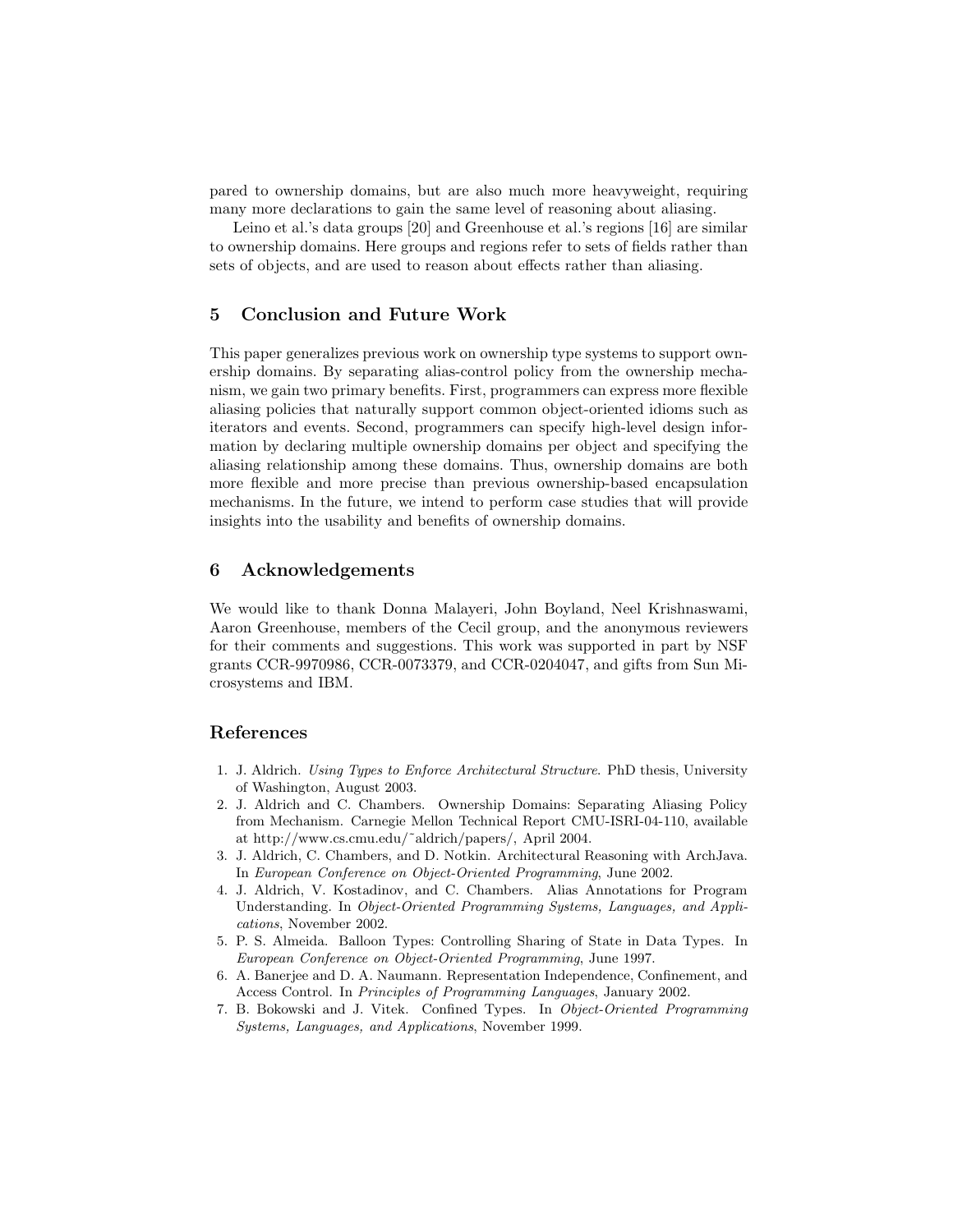pared to ownership domains, but are also much more heavyweight, requiring many more declarations to gain the same level of reasoning about aliasing.

Leino et al.'s data groups [20] and Greenhouse et al.'s regions [16] are similar to ownership domains. Here groups and regions refer to sets of fields rather than sets of objects, and are used to reason about effects rather than aliasing.

## 5 Conclusion and Future Work

This paper generalizes previous work on ownership type systems to support ownership domains. By separating alias-control policy from the ownership mechanism, we gain two primary benefits. First, programmers can express more flexible aliasing policies that naturally support common object-oriented idioms such as iterators and events. Second, programmers can specify high-level design information by declaring multiple ownership domains per object and specifying the aliasing relationship among these domains. Thus, ownership domains are both more flexible and more precise than previous ownership-based encapsulation mechanisms. In the future, we intend to perform case studies that will provide insights into the usability and benefits of ownership domains.

## 6 Acknowledgements

We would like to thank Donna Malayeri, John Boyland, Neel Krishnaswami, Aaron Greenhouse, members of the Cecil group, and the anonymous reviewers for their comments and suggestions. This work was supported in part by NSF grants CCR-9970986, CCR-0073379, and CCR-0204047, and gifts from Sun Microsystems and IBM.

## References

1. J. Aldrich. *Using Types to Enforce Architectural Structure*. PhD thesis, University of Washington, August 2003.
2. J. Aldrich and C. Chambers. Ownership Domains: Separating Aliasing Policy from Mechanism. Carnegie Mellon Technical Report CMU-ISRI-04-110, available at http://www.cs.cmu.edu/~aldrich/papers/, April 2004.
3. J. Aldrich, C. Chambers, and D. Notkin. Architectural Reasoning with ArchJava. In *European Conference on Object-Oriented Programming*, June 2002.
4. J. Aldrich, V. Kostadinov, and C. Chambers. Alias Annotations for Program Understanding. In *Object-Oriented Programming Systems, Languages, and Applications*, November 2002.
5. P. S. Almeida. Balloon Types: Controlling Sharing of State in Data Types. In *European Conference on Object-Oriented Programming*, June 1997.
6. A. Banerjee and D. A. Naumann. Representation Independence, Confinement, and Access Control. In *Principles of Programming Languages*, January 2002.
7. B. Bokowski and J. Vitek. Confined Types. In *Object-Oriented Programming Systems, Languages, and Applications*, November 1999.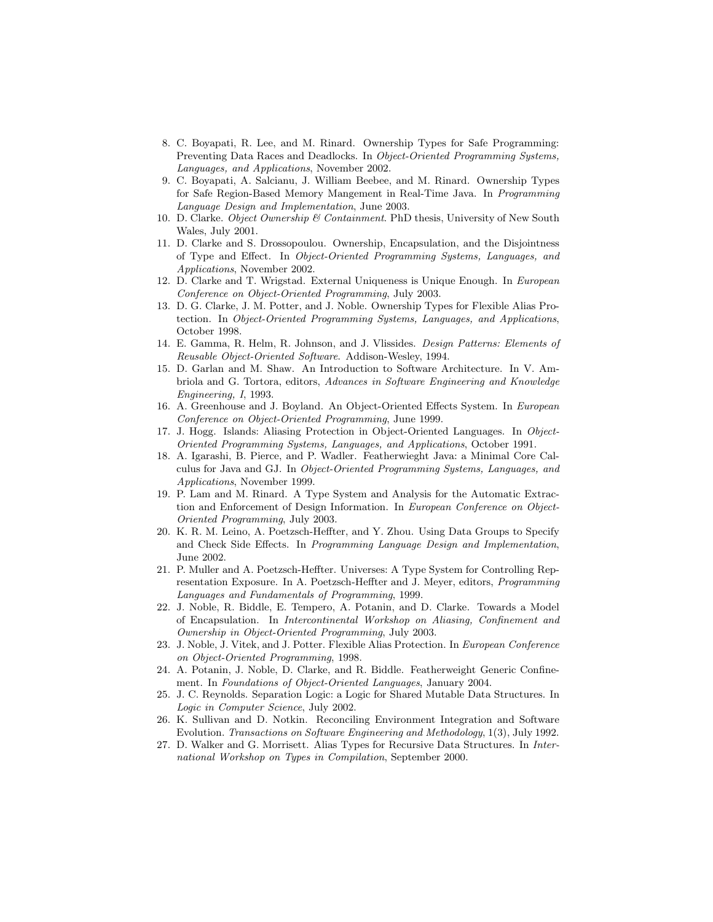8. C. Boyapati, R. Lee, and M. Rinard. Ownership Types for Safe Programming: Preventing Data Races and Deadlocks. In *Object-Oriented Programming Systems, Languages, and Applications*, November 2002.
9. C. Boyapati, A. Salcianu, J. William Beebee, and M. Rinard. Ownership Types for Safe Region-Based Memory Mangement in Real-Time Java. In *Programming Language Design and Implementation*, June 2003.
10. D. Clarke. *Object Ownership & Containment*. PhD thesis, University of New South Wales, July 2001.
11. D. Clarke and S. Drossopoulou. Ownership, Encapsulation, and the Disjointness of Type and Effect. In *Object-Oriented Programming Systems, Languages, and Applications*, November 2002.
12. D. Clarke and T. Wrigstad. External Uniqueness is Unique Enough. In *European Conference on Object-Oriented Programming*, July 2003.
13. D. G. Clarke, J. M. Potter, and J. Noble. Ownership Types for Flexible Alias Protection. In *Object-Oriented Programming Systems, Languages, and Applications*, October 1998.
14. E. Gamma, R. Helm, R. Johnson, and J. Vlissides. *Design Patterns: Elements of Reusable Object-Oriented Software*. Addison-Wesley, 1994.
15. D. Garlan and M. Shaw. An Introduction to Software Architecture. In V. Ambriola and G. Tortora, editors, *Advances in Software Engineering and Knowledge Engineering, I*, 1993.
16. A. Greenhouse and J. Boyland. An Object-Oriented Effects System. In *European Conference on Object-Oriented Programming*, June 1999.
17. J. Hogg. Islands: Aliasing Protection in Object-Oriented Languages. In *Object-Oriented Programming Systems, Languages, and Applications*, October 1991.
18. A. Igarashi, B. Pierce, and P. Wadler. Featherwieght Java: a Minimal Core Calculus for Java and GJ. In *Object-Oriented Programming Systems, Languages, and Applications*, November 1999.
19. P. Lam and M. Rinard. A Type System and Analysis for the Automatic Extraction and Enforcement of Design Information. In *European Conference on Object-Oriented Programming*, July 2003.
20. K. R. M. Leino, A. Poetzsch-Heffter, and Y. Zhou. Using Data Groups to Specify and Check Side Effects. In *Programming Language Design and Implementation*, June 2002.
21. P. Muller and A. Poetzsch-Heffter. Universes: A Type System for Controlling Representation Exposure. In A. Poetzsch-Heffter and J. Meyer, editors, *Programming Languages and Fundamentals of Programming*, 1999.
22. J. Noble, R. Biddle, E. Tempero, A. Potanin, and D. Clarke. Towards a Model of Encapsulation. In *Intercontinental Workshop on Aliasing, Confinement and Ownership in Object-Oriented Programming*, July 2003.
23. J. Noble, J. Vitek, and J. Potter. Flexible Alias Protection. In *European Conference on Object-Oriented Programming*, 1998.
24. A. Potanin, J. Noble, D. Clarke, and R. Biddle. Featherweight Generic Confinement. In *Foundations of Object-Oriented Languages*, January 2004.
25. J. C. Reynolds. Separation Logic: a Logic for Shared Mutable Data Structures. In *Logic in Computer Science*, July 2002.
26. K. Sullivan and D. Notkin. Reconciling Environment Integration and Software Evolution. *Transactions on Software Engineering and Methodology*, 1(3), July 1992.
27. D. Walker and G. Morrisett. Alias Types for Recursive Data Structures. In *International Workshop on Types in Compilation*, September 2000.